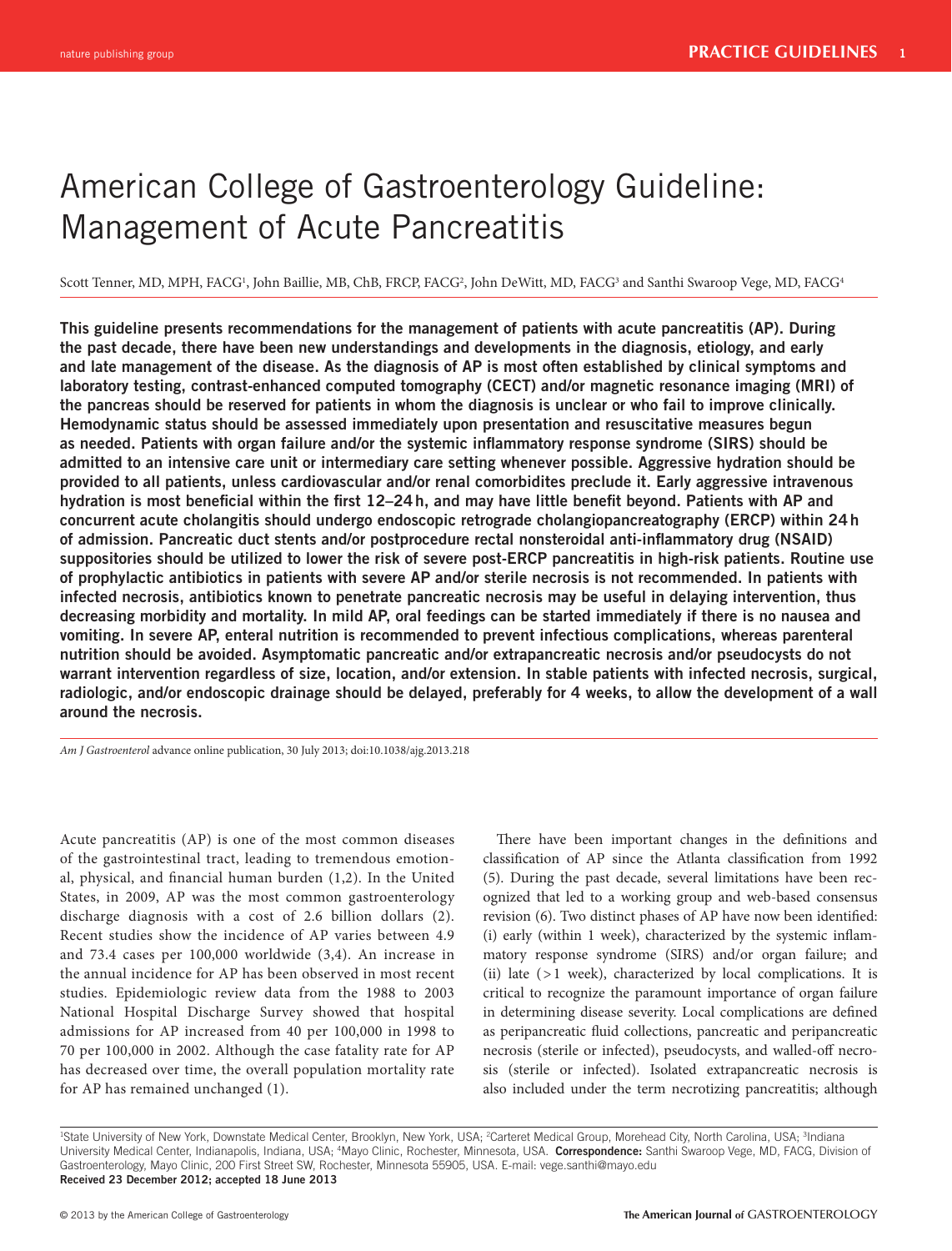# American College of Gastroenterology Guideline: Management of Acute Pancreatitis

Scott Tenner, MD, MPH, FACG[1], John Baillie, MB, ChB, FRCP, FACG[2], John DeWitt, MD, FACG[3] and Santhi Swaroop Vege, MD, FACG[4]

**This guideline presents recommendations for the management of patients with acute pancreatitis (AP). During the past decade, there have been new understandings and developments in the diagnosis, etiology, and early and late management of the disease. As the diagnosis of AP is most often established by clinical symptoms and laboratory testing, contrast-enhanced computed tomography (CECT) and/or magnetic resonance imaging (MRI) of the pancreas should be reserved for patients in whom the diagnosis is unclear or who fail to improve clinically. Hemodynamic status should be assessed immediately upon presentation and resuscitative measures begun as needed. Patients with organ failure and/or the systemic inflammatory response syndrome (SIRS) should be admitted to an intensive care unit or intermediary care setting whenever possible. Aggressive hydration should be provided to all patients, unless cardiovascular and/or renal comorbidites preclude it. Early aggressive intravenous hydration is most beneficial within the first 12–24 h, and may have little benefit beyond. Patients with AP and concurrent acute cholangitis should undergo endoscopic retrograde cholangiopancreatography (ERCP) within 24 h of admission. Pancreatic duct stents and/or postprocedure rectal nonsteroidal anti-inflammatory drug (NSAID) suppositories should be utilized to lower the risk of severe post-ERCP pancreatitis in high-risk patients. Routine use of prophylactic antibiotics in patients with severe AP and/or sterile necrosis is not recommended. In patients with infected necrosis, antibiotics known to penetrate pancreatic necrosis may be useful in delaying intervention, thus decreasing morbidity and mortality. In mild AP, oral feedings can be started immediately if there is no nausea and vomiting. In severe AP, enteral nutrition is recommended to prevent infectious complications, whereas parenteral nutrition should be avoided. Asymptomatic pancreatic and/or extrapancreatic necrosis and/or pseudocysts do not warrant intervention regardless of size, location, and/or extension. In stable patients with infected necrosis, surgical, radiologic, and/or endoscopic drainage should be delayed, preferably for 4 weeks, to allow the development of a wall around the necrosis.**

*Am J Gastroenterol* advance online publication, 30 July 2013; doi:10.1038/ajg.2013.218

Acute pancreatitis (AP) is one of the most common diseases of the gastrointestinal tract, leading to tremendous emotional, physical, and financial human burden (1,2). In the United States, in 2009, AP was the most common gastroenterology discharge diagnosis with a cost of 2.6 billion dollars (2). Recent studies show the incidence of AP varies between 4.9 and 73.4 cases per 100,000 worldwide (3,4). An increase in the annual incidence for AP has been observed in most recent studies. Epidemiologic review data from the 1988 to 2003 National Hospital Discharge Survey showed that hospital admissions for AP increased from 40 per 100,000 in 1998 to 70 per 100,000 in 2002. Although the case fatality rate for AP has decreased over time, the overall population mortality rate for AP has remained unchanged (1).

There have been important changes in the definitions and classification of AP since the Atlanta classification from 1992 (5). During the past decade, several limitations have been recognized that led to a working group and web-based consensus revision (6). Two distinct phases of AP have now been identified: (i) early (within 1 week), characterized by the systemic inflammatory response syndrome (SIRS) and/or organ failure; and (ii) late (>1 week), characterized by local complications. It is critical to recognize the paramount importance of organ failure in determining disease severity. Local complications are defined as peripancreatic fluid collections, pancreatic and peripancreatic necrosis (sterile or infected), pseudocysts, and walled-off necrosis (sterile or infected). Isolated extrapancreatic necrosis is also included under the term necrotizing pancreatitis; although

[1]State University of New York, Downstate Medical Center, Brooklyn, New York, USA; [2]Carteret Medical Group, Morehead City, North Carolina, USA; [3]Indiana University Medical Center, Indianapolis, Indiana, USA; [4]Mayo Clinic, Rochester, Minnesota, USA. **Correspondence:** Santhi Swaroop Vege, MD, FACG, Division of Gastroenterology, Mayo Clinic, 200 First Street SW, Rochester, Minnesota 55905, USA. E-mail: vege.santhi@mayo.edu

**Received 23 December 2012; accepted 18 June 2013**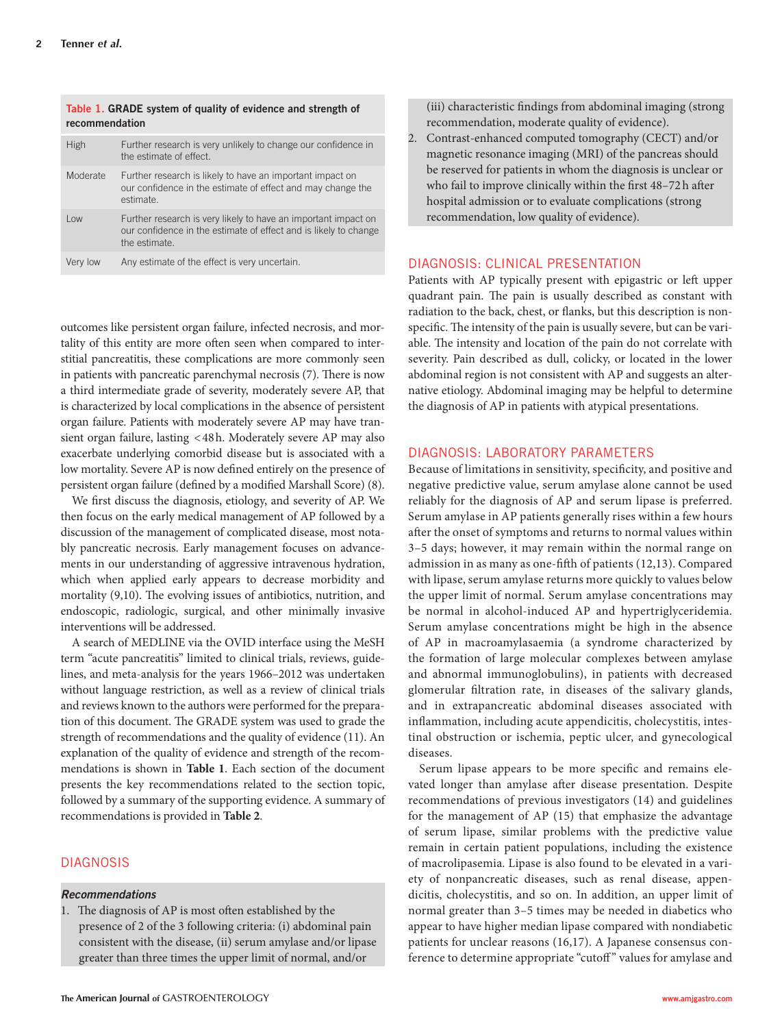**Table 1. GRADE system of quality of evidence and strength of recommendation**

| | |
|---|---|
| High | Further research is very unlikely to change our confidence in the estimate of effect. |
| Moderate | Further research is likely to have an important impact on our confidence in the estimate of effect and may change the estimate. |
| Low | Further research is very likely to have an important impact on our confidence in the estimate of effect and is likely to change the estimate. |
| Very low | Any estimate of the effect is very uncertain. |

outcomes like persistent organ failure, infected necrosis, and mortality of this entity are more often seen when compared to interstitial pancreatitis, these complications are more commonly seen in patients with pancreatic parenchymal necrosis (7). There is now a third intermediate grade of severity, moderately severe AP, that is characterized by local complications in the absence of persistent organ failure. Patients with moderately severe AP may have transient organ failure, lasting <48 h. Moderately severe AP may also exacerbate underlying comorbid disease but is associated with a low mortality. Severe AP is now defined entirely on the presence of persistent organ failure (defined by a modified Marshall Score) (8).

We first discuss the diagnosis, etiology, and severity of AP. We then focus on the early medical management of AP followed by a discussion of the management of complicated disease, most notably pancreatic necrosis. Early management focuses on advancements in our understanding of aggressive intravenous hydration, which when applied early appears to decrease morbidity and mortality (9,10). The evolving issues of antibiotics, nutrition, and endoscopic, radiologic, surgical, and other minimally invasive interventions will be addressed.

A search of MEDLINE via the OVID interface using the MeSH term "acute pancreatitis" limited to clinical trials, reviews, guidelines, and meta-analysis for the years 1966–2012 was undertaken without language restriction, as well as a review of clinical trials and reviews known to the authors were performed for the preparation of this document. The GRADE system was used to grade the strength of recommendations and the quality of evidence (11). An explanation of the quality of evidence and strength of the recommendations is shown in **Table 1**. Each section of the document presents the key recommendations related to the section topic, followed by a summary of the supporting evidence. A summary of recommendations is provided in **Table 2**.

## DIAGNOSIS

### *Recommendations*

1. The diagnosis of AP is most often established by the presence of 2 of the 3 following criteria: (i) abdominal pain consistent with the disease, (ii) serum amylase and/or lipase greater than three times the upper limit of normal, and/or (iii) characteristic findings from abdominal imaging (strong recommendation, moderate quality of evidence).
2. Contrast-enhanced computed tomography (CECT) and/or magnetic resonance imaging (MRI) of the pancreas should be reserved for patients in whom the diagnosis is unclear or who fail to improve clinically within the first 48–72 h after hospital admission or to evaluate complications (strong recommendation, low quality of evidence).

## DIAGNOSIS: CLINICAL PRESENTATION

Patients with AP typically present with epigastric or left upper quadrant pain. The pain is usually described as constant with radiation to the back, chest, or flanks, but this description is nonspecific. The intensity of the pain is usually severe, but can be variable. The intensity and location of the pain do not correlate with severity. Pain described as dull, colicky, or located in the lower abdominal region is not consistent with AP and suggests an alternative etiology. Abdominal imaging may be helpful to determine the diagnosis of AP in patients with atypical presentations.

## DIAGNOSIS: LABORATORY PARAMETERS

Because of limitations in sensitivity, specificity, and positive and negative predictive value, serum amylase alone cannot be used reliably for the diagnosis of AP and serum lipase is preferred. Serum amylase in AP patients generally rises within a few hours after the onset of symptoms and returns to normal values within 3–5 days; however, it may remain within the normal range on admission in as many as one-fifth of patients (12,13). Compared with lipase, serum amylase returns more quickly to values below the upper limit of normal. Serum amylase concentrations may be normal in alcohol-induced AP and hypertriglyceridemia. Serum amylase concentrations might be high in the absence of AP in macroamylasaemia (a syndrome characterized by the formation of large molecular complexes between amylase and abnormal immunoglobulins), in patients with decreased glomerular filtration rate, in diseases of the salivary glands, and in extrapancreatic abdominal diseases associated with inflammation, including acute appendicitis, cholecystitis, intestinal obstruction or ischemia, peptic ulcer, and gynecological diseases.

Serum lipase appears to be more specific and remains elevated longer than amylase after disease presentation. Despite recommendations of previous investigators (14) and guidelines for the management of AP (15) that emphasize the advantage of serum lipase, similar problems with the predictive value remain in certain patient populations, including the existence of macrolipasemia. Lipase is also found to be elevated in a variety of nonpancreatic diseases, such as renal disease, appendicitis, cholecystitis, and so on. In addition, an upper limit of normal greater than 3–5 times may be needed in diabetics who appear to have higher median lipase compared with nondiabetic patients for unclear reasons (16,17). A Japanese consensus conference to determine appropriate "cutoff" values for amylase and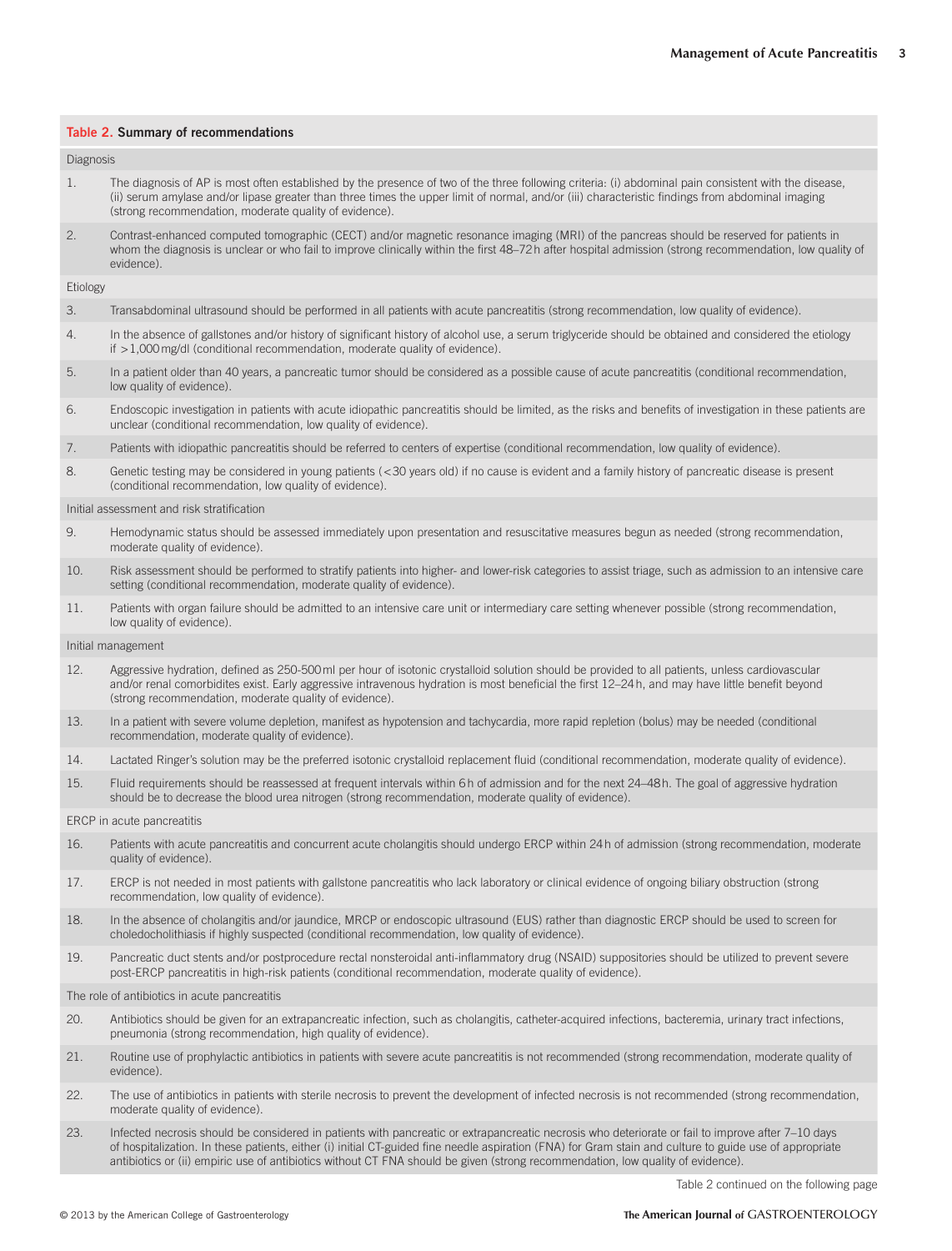**Table 2. Summary of recommendations**

| | |
|---|---|
| **Diagnosis** | |
| 1. | The diagnosis of AP is most often established by the presence of two of the three following criteria: (i) abdominal pain consistent with the disease, (ii) serum amylase and/or lipase greater than three times the upper limit of normal, and/or (iii) characteristic findings from abdominal imaging (strong recommendation, moderate quality of evidence). |
| 2. | Contrast-enhanced computed tomographic (CECT) and/or magnetic resonance imaging (MRI) of the pancreas should be reserved for patients in whom the diagnosis is unclear or who fail to improve clinically within the first 48–72 h after hospital admission (strong recommendation, low quality of evidence). |
| **Etiology** | |
| 3. | Transabdominal ultrasound should be performed in all patients with acute pancreatitis (strong recommendation, low quality of evidence). |
| 4. | In the absence of gallstones and/or history of significant history of alcohol use, a serum triglyceride should be obtained and considered the etiology if >1,000 mg/dl (conditional recommendation, moderate quality of evidence). |
| 5. | In a patient older than 40 years, a pancreatic tumor should be considered as a possible cause of acute pancreatitis (conditional recommendation, low quality of evidence). |
| 6. | Endoscopic investigation in patients with acute idiopathic pancreatitis should be limited, as the risks and benefits of investigation in these patients are unclear (conditional recommendation, low quality of evidence). |
| 7. | Patients with idiopathic pancreatitis should be referred to centers of expertise (conditional recommendation, low quality of evidence). |
| 8. | Genetic testing may be considered in young patients (<30 years old) if no cause is evident and a family history of pancreatic disease is present (conditional recommendation, low quality of evidence). |
| **Initial assessment and risk stratification** | |
| 9. | Hemodynamic status should be assessed immediately upon presentation and resuscitative measures begun as needed (strong recommendation, moderate quality of evidence). |
| 10. | Risk assessment should be performed to stratify patients into higher- and lower-risk categories to assist triage, such as admission to an intensive care setting (conditional recommendation, moderate quality of evidence). |
| 11. | Patients with organ failure should be admitted to an intensive care unit or intermediary care setting whenever possible (strong recommendation, low quality of evidence). |
| **Initial management** | |
| 12. | Aggressive hydration, defined as 250-500 ml per hour of isotonic crystalloid solution should be provided to all patients, unless cardiovascular and/or renal comorbidites exist. Early aggressive intravenous hydration is most beneficial the first 12–24 h, and may have little benefit beyond (strong recommendation, moderate quality of evidence). |
| 13. | In a patient with severe volume depletion, manifest as hypotension and tachycardia, more rapid repletion (bolus) may be needed (conditional recommendation, moderate quality of evidence). |
| 14. | Lactated Ringer's solution may be the preferred isotonic crystalloid replacement fluid (conditional recommendation, moderate quality of evidence). |
| 15. | Fluid requirements should be reassessed at frequent intervals within 6 h of admission and for the next 24–48 h. The goal of aggressive hydration should be to decrease the blood urea nitrogen (strong recommendation, moderate quality of evidence). |
| **ERCP in acute pancreatitis** | |
| 16. | Patients with acute pancreatitis and concurrent acute cholangitis should undergo ERCP within 24 h of admission (strong recommendation, moderate quality of evidence). |
| 17. | ERCP is not needed in most patients with gallstone pancreatitis who lack laboratory or clinical evidence of ongoing biliary obstruction (strong recommendation, low quality of evidence). |
| 18. | In the absence of cholangitis and/or jaundice, MRCP or endoscopic ultrasound (EUS) rather than diagnostic ERCP should be used to screen for choledocholithiasis if highly suspected (conditional recommendation, low quality of evidence). |
| 19. | Pancreatic duct stents and/or postprocedure rectal nonsteroidal anti-inflammatory drug (NSAID) suppositories should be utilized to prevent severe post-ERCP pancreatitis in high-risk patients (conditional recommendation, moderate quality of evidence). |
| **The role of antibiotics in acute pancreatitis** | |
| 20. | Antibiotics should be given for an extrapancreatic infection, such as cholangitis, catheter-acquired infections, bacteremia, urinary tract infections, pneumonia (strong recommendation, high quality of evidence). |
| 21. | Routine use of prophylactic antibiotics in patients with severe acute pancreatitis is not recommended (strong recommendation, moderate quality of evidence). |
| 22. | The use of antibiotics in patients with sterile necrosis to prevent the development of infected necrosis is not recommended (strong recommendation, moderate quality of evidence). |
| 23. | Infected necrosis should be considered in patients with pancreatic or extrapancreatic necrosis who deteriorate or fail to improve after 7–10 days of hospitalization. In these patients, either (i) initial CT-guided fine needle aspiration (FNA) for Gram stain and culture to guide use of appropriate antibiotics or (ii) empiric use of antibiotics without CT FNA should be given (strong recommendation, low quality of evidence). |

Table 2 continued on the following page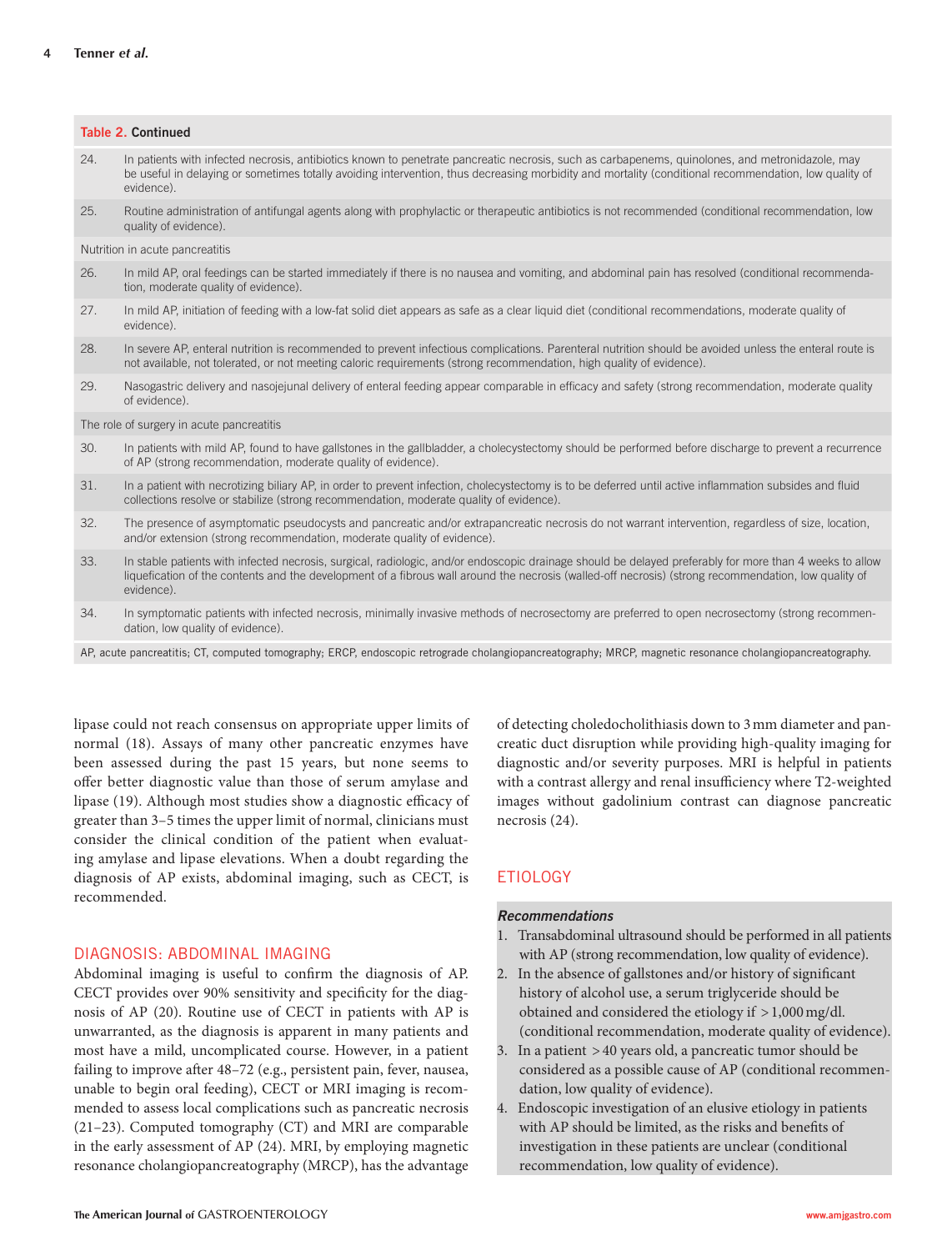**Table 2. Continued**

| | |
|---|---|
| 24. | In patients with infected necrosis, antibiotics known to penetrate pancreatic necrosis, such as carbapenems, quinolones, and metronidazole, may be useful in delaying or sometimes totally avoiding intervention, thus decreasing morbidity and mortality (conditional recommendation, low quality of evidence). |
| 25. | Routine administration of antifungal agents along with prophylactic or therapeutic antibiotics is not recommended (conditional recommendation, low quality of evidence). |
| Nutrition in acute pancreatitis | |
| 26. | In mild AP, oral feedings can be started immediately if there is no nausea and vomiting, and abdominal pain has resolved (conditional recommendation, moderate quality of evidence). |
| 27. | In mild AP, initiation of feeding with a low-fat solid diet appears as safe as a clear liquid diet (conditional recommendations, moderate quality of evidence). |
| 28. | In severe AP, enteral nutrition is recommended to prevent infectious complications. Parenteral nutrition should be avoided unless the enteral route is not available, not tolerated, or not meeting caloric requirements (strong recommendation, high quality of evidence). |
| 29. | Nasogastric delivery and nasojejunal delivery of enteral feeding appear comparable in efficacy and safety (strong recommendation, moderate quality of evidence). |
| The role of surgery in acute pancreatitis | |
| 30. | In patients with mild AP, found to have gallstones in the gallbladder, a cholecystectomy should be performed before discharge to prevent a recurrence of AP (strong recommendation, moderate quality of evidence). |
| 31. | In a patient with necrotizing biliary AP, in order to prevent infection, cholecystectomy is to be deferred until active inflammation subsides and fluid collections resolve or stabilize (strong recommendation, moderate quality of evidence). |
| 32. | The presence of asymptomatic pseudocysts and pancreatic and/or extrapancreatic necrosis do not warrant intervention, regardless of size, location, and/or extension (strong recommendation, moderate quality of evidence). |
| 33. | In stable patients with infected necrosis, surgical, radiologic, and/or endoscopic drainage should be delayed preferably for more than 4 weeks to allow liquefication of the contents and the development of a fibrous wall around the necrosis (walled-off necrosis) (strong recommendation, low quality of evidence). |
| 34. | In symptomatic patients with infected necrosis, minimally invasive methods of necrosectomy are preferred to open necrosectomy (strong recommendation, low quality of evidence). |

AP, acute pancreatitis; CT, computed tomography; ERCP, endoscopic retrograde cholangiopancreatography; MRCP, magnetic resonance cholangiopancreatography.

lipase could not reach consensus on appropriate upper limits of normal (18). Assays of many other pancreatic enzymes have been assessed during the past 15 years, but none seems to offer better diagnostic value than those of serum amylase and lipase (19). Although most studies show a diagnostic efficacy of greater than 3–5 times the upper limit of normal, clinicians must consider the clinical condition of the patient when evaluating amylase and lipase elevations. When a doubt regarding the diagnosis of AP exists, abdominal imaging, such as CECT, is recommended.

## DIAGNOSIS: ABDOMINAL IMAGING

Abdominal imaging is useful to confirm the diagnosis of AP. CECT provides over 90% sensitivity and specificity for the diagnosis of AP (20). Routine use of CECT in patients with AP is unwarranted, as the diagnosis is apparent in many patients and most have a mild, uncomplicated course. However, in a patient failing to improve after 48–72 (e.g., persistent pain, fever, nausea, unable to begin oral feeding), CECT or MRI imaging is recommended to assess local complications such as pancreatic necrosis (21–23). Computed tomography (CT) and MRI are comparable in the early assessment of AP (24). MRI, by employing magnetic resonance cholangiopancreatography (MRCP), has the advantage of detecting choledocholithiasis down to 3 mm diameter and pancreatic duct disruption while providing high-quality imaging for diagnostic and/or severity purposes. MRI is helpful in patients with a contrast allergy and renal insufficiency where T2-weighted images without gadolinium contrast can diagnose pancreatic necrosis (24).

## ETIOLOGY

***Recommendations***

1. Transabdominal ultrasound should be performed in all patients with AP (strong recommendation, low quality of evidence).
2. In the absence of gallstones and/or history of significant history of alcohol use, a serum triglyceride should be obtained and considered the etiology if $>1{,}000$ mg/dl. (conditional recommendation, moderate quality of evidence).
3. In a patient $>40$ years old, a pancreatic tumor should be considered as a possible cause of AP (conditional recommendation, low quality of evidence).
4. Endoscopic investigation of an elusive etiology in patients with AP should be limited, as the risks and benefits of investigation in these patients are unclear (conditional recommendation, low quality of evidence).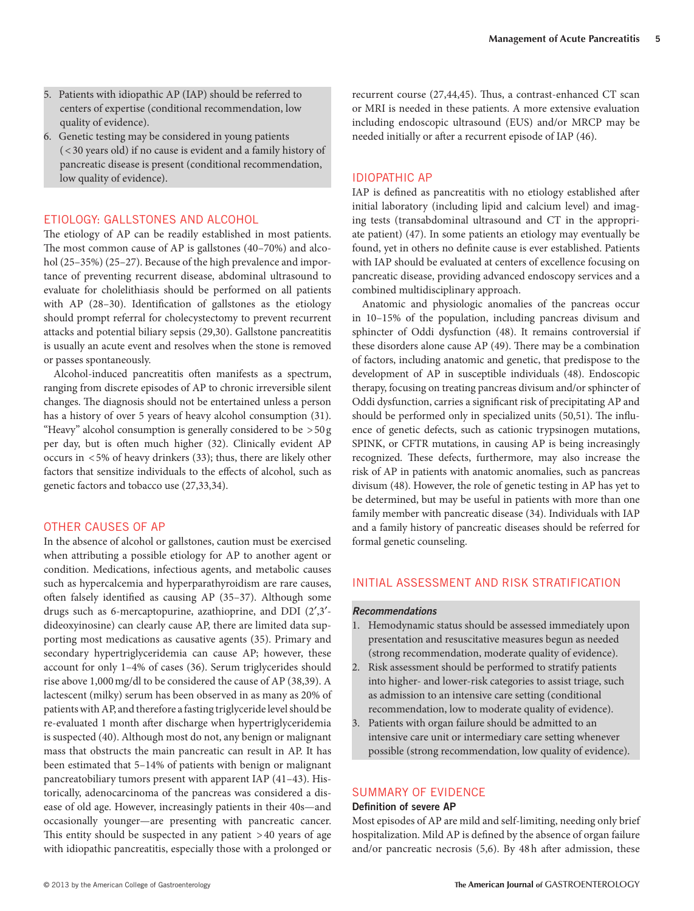5. Patients with idiopathic AP (IAP) should be referred to centers of expertise (conditional recommendation, low quality of evidence).
6. Genetic testing may be considered in young patients (<30 years old) if no cause is evident and a family history of pancreatic disease is present (conditional recommendation, low quality of evidence).

## ETIOLOGY: GALLSTONES AND ALCOHOL

The etiology of AP can be readily established in most patients. The most common cause of AP is gallstones (40–70%) and alcohol (25–35%) (25–27). Because of the high prevalence and importance of preventing recurrent disease, abdominal ultrasound to evaluate for cholelithiasis should be performed on all patients with AP (28–30). Identification of gallstones as the etiology should prompt referral for cholecystectomy to prevent recurrent attacks and potential biliary sepsis (29,30). Gallstone pancreatitis is usually an acute event and resolves when the stone is removed or passes spontaneously.

Alcohol-induced pancreatitis often manifests as a spectrum, ranging from discrete episodes of AP to chronic irreversible silent changes. The diagnosis should not be entertained unless a person has a history of over 5 years of heavy alcohol consumption (31). "Heavy" alcohol consumption is generally considered to be >50 g per day, but is often much higher (32). Clinically evident AP occurs in <5% of heavy drinkers (33); thus, there are likely other factors that sensitize individuals to the effects of alcohol, such as genetic factors and tobacco use (27,33,34).

## OTHER CAUSES OF AP

In the absence of alcohol or gallstones, caution must be exercised when attributing a possible etiology for AP to another agent or condition. Medications, infectious agents, and metabolic causes such as hypercalcemia and hyperparathyroidism are rare causes, often falsely identified as causing AP (35–37). Although some drugs such as 6-mercaptopurine, azathioprine, and DDI (2′,3′-dideoxyinosine) can clearly cause AP, there are limited data supporting most medications as causative agents (35). Primary and secondary hypertriglyceridemia can cause AP; however, these account for only 1–4% of cases (36). Serum triglycerides should rise above 1,000 mg/dl to be considered the cause of AP (38,39). A lactescent (milky) serum has been observed in as many as 20% of patients with AP, and therefore a fasting triglyceride level should be re-evaluated 1 month after discharge when hypertriglyceridemia is suspected (40). Although most do not, any benign or malignant mass that obstructs the main pancreatic can result in AP. It has been estimated that 5–14% of patients with benign or malignant pancreatobiliary tumors present with apparent IAP (41–43). Historically, adenocarcinoma of the pancreas was considered a disease of old age. However, increasingly patients in their 40s—and occasionally younger—are presenting with pancreatic cancer. This entity should be suspected in any patient >40 years of age with idiopathic pancreatitis, especially those with a prolonged or recurrent course (27,44,45). Thus, a contrast-enhanced CT scan or MRI is needed in these patients. A more extensive evaluation including endoscopic ultrasound (EUS) and/or MRCP may be needed initially or after a recurrent episode of IAP (46).

## IDIOPATHIC AP

IAP is defined as pancreatitis with no etiology established after initial laboratory (including lipid and calcium level) and imaging tests (transabdominal ultrasound and CT in the appropriate patient) (47). In some patients an etiology may eventually be found, yet in others no definite cause is ever established. Patients with IAP should be evaluated at centers of excellence focusing on pancreatic disease, providing advanced endoscopy services and a combined multidisciplinary approach.

Anatomic and physiologic anomalies of the pancreas occur in 10–15% of the population, including pancreas divisum and sphincter of Oddi dysfunction (48). It remains controversial if these disorders alone cause AP (49). There may be a combination of factors, including anatomic and genetic, that predispose to the development of AP in susceptible individuals (48). Endoscopic therapy, focusing on treating pancreas divisum and/or sphincter of Oddi dysfunction, carries a significant risk of precipitating AP and should be performed only in specialized units (50,51). The influence of genetic defects, such as cationic trypsinogen mutations, SPINK, or CFTR mutations, in causing AP is being increasingly recognized. These defects, furthermore, may also increase the risk of AP in patients with anatomic anomalies, such as pancreas divisum (48). However, the role of genetic testing in AP has yet to be determined, but may be useful in patients with more than one family member with pancreatic disease (34). Individuals with IAP and a family history of pancreatic diseases should be referred for formal genetic counseling.

## INITIAL ASSESSMENT AND RISK STRATIFICATION

***Recommendations***

1. Hemodynamic status should be assessed immediately upon presentation and resuscitative measures begun as needed (strong recommendation, moderate quality of evidence).
2. Risk assessment should be performed to stratify patients into higher- and lower-risk categories to assist triage, such as admission to an intensive care setting (conditional recommendation, low to moderate quality of evidence).
3. Patients with organ failure should be admitted to an intensive care unit or intermediary care setting whenever possible (strong recommendation, low quality of evidence).

## SUMMARY OF EVIDENCE

### Definition of severe AP

Most episodes of AP are mild and self-limiting, needing only brief hospitalization. Mild AP is defined by the absence of organ failure and/or pancreatic necrosis (5,6). By 48 h after admission, these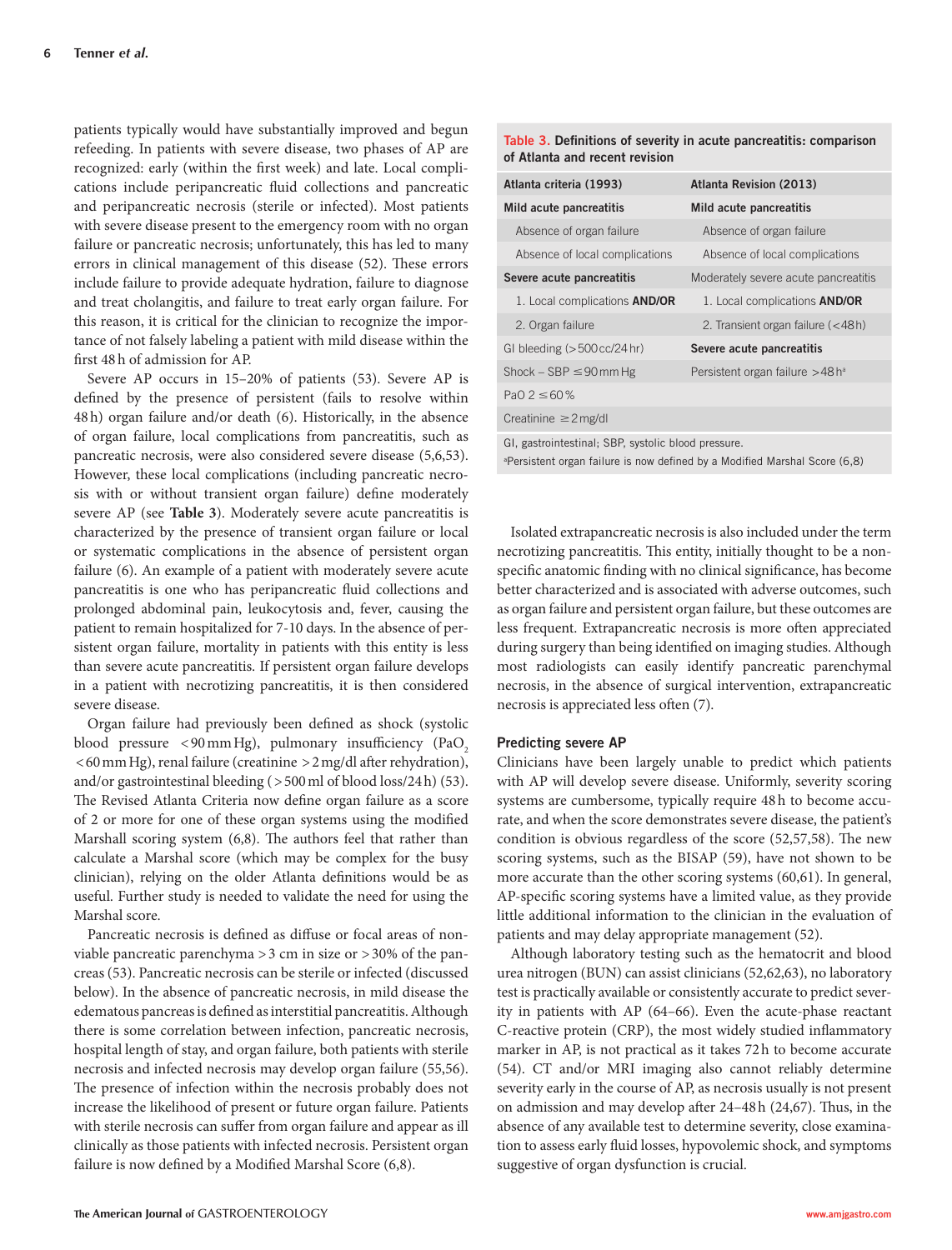patients typically would have substantially improved and begun refeeding. In patients with severe disease, two phases of AP are recognized: early (within the first week) and late. Local complications include peripancreatic fluid collections and pancreatic and peripancreatic necrosis (sterile or infected). Most patients with severe disease present to the emergency room with no organ failure or pancreatic necrosis; unfortunately, this has led to many errors in clinical management of this disease (52). These errors include failure to provide adequate hydration, failure to diagnose and treat cholangitis, and failure to treat early organ failure. For this reason, it is critical for the clinician to recognize the importance of not falsely labeling a patient with mild disease within the first 48 h of admission for AP.

Severe AP occurs in 15–20% of patients (53). Severe AP is defined by the presence of persistent (fails to resolve within 48 h) organ failure and/or death (6). Historically, in the absence of organ failure, local complications from pancreatitis, such as pancreatic necrosis, were also considered severe disease (5,6,53). However, these local complications (including pancreatic necrosis with or without transient organ failure) define moderately severe AP (see **Table 3**). Moderately severe acute pancreatitis is characterized by the presence of transient organ failure or local or systematic complications in the absence of persistent organ failure (6). An example of a patient with moderately severe acute pancreatitis is one who has peripancreatic fluid collections and prolonged abdominal pain, leukocytosis and, fever, causing the patient to remain hospitalized for 7-10 days. In the absence of persistent organ failure, mortality in patients with this entity is less than severe acute pancreatitis. If persistent organ failure develops in a patient with necrotizing pancreatitis, it is then considered severe disease.

Organ failure had previously been defined as shock (systolic blood pressure <90 mm Hg), pulmonary insufficiency ($PaO_2$ <60 mm Hg), renal failure (creatinine >2 mg/dl after rehydration), and/or gastrointestinal bleeding (>500 ml of blood loss/24 h) (53). The Revised Atlanta Criteria now define organ failure as a score of 2 or more for one of these organ systems using the modified Marshall scoring system (6,8). The authors feel that rather than calculate a Marshal score (which may be complex for the busy clinician), relying on the older Atlanta definitions would be as useful. Further study is needed to validate the need for using the Marshal score.

Pancreatic necrosis is defined as diffuse or focal areas of non-viable pancreatic parenchyma >3 cm in size or >30% of the pancreas (53). Pancreatic necrosis can be sterile or infected (discussed below). In the absence of pancreatic necrosis, in mild disease the edematous pancreas is defined as interstitial pancreatitis. Although there is some correlation between infection, pancreatic necrosis, hospital length of stay, and organ failure, both patients with sterile necrosis and infected necrosis may develop organ failure (55,56). The presence of infection within the necrosis probably does not increase the likelihood of present or future organ failure. Patients with sterile necrosis can suffer from organ failure and appear as ill clinically as those patients with infected necrosis. Persistent organ failure is now defined by a Modified Marshal Score (6,8).

**Table 3. Definitions of severity in acute pancreatitis: comparison of Atlanta and recent revision**

| Atlanta criteria (1993) | Atlanta Revision (2013) |
|---|---|
| **Mild acute pancreatitis** | **Mild acute pancreatitis** |
| Absence of organ failure | Absence of organ failure |
| Absence of local complications | Absence of local complications |
| **Severe acute pancreatitis** | Moderately severe acute pancreatitis |
| 1. Local complications **AND/OR** | 1. Local complications **AND/OR** |
| 2. Organ failure | 2. Transient organ failure (<48 h) |
| GI bleeding (>500 cc/24 hr) | **Severe acute pancreatitis** |
| Shock – SBP ≤90 mm Hg | Persistent organ failure >48 h[a] |
| PaO 2 ≤60% | |
| Creatinine ≥2 mg/dl | |

GI, gastrointestinal; SBP, systolic blood pressure.
[a]Persistent organ failure is now defined by a Modified Marshal Score (6,8)

Isolated extrapancreatic necrosis is also included under the term necrotizing pancreatitis. This entity, initially thought to be a nonspecific anatomic finding with no clinical significance, has become better characterized and is associated with adverse outcomes, such as organ failure and persistent organ failure, but these outcomes are less frequent. Extrapancreatic necrosis is more often appreciated during surgery than being identified on imaging studies. Although most radiologists can easily identify pancreatic parenchymal necrosis, in the absence of surgical intervention, extrapancreatic necrosis is appreciated less often (7).

### Predicting severe AP

Clinicians have been largely unable to predict which patients with AP will develop severe disease. Uniformly, severity scoring systems are cumbersome, typically require 48 h to become accurate, and when the score demonstrates severe disease, the patient's condition is obvious regardless of the score (52,57,58). The new scoring systems, such as the BISAP (59), have not shown to be more accurate than the other scoring systems (60,61). In general, AP-specific scoring systems have a limited value, as they provide little additional information to the clinician in the evaluation of patients and may delay appropriate management (52).

Although laboratory testing such as the hematocrit and blood urea nitrogen (BUN) can assist clinicians (52,62,63), no laboratory test is practically available or consistently accurate to predict severity in patients with AP (64–66). Even the acute-phase reactant C-reactive protein (CRP), the most widely studied inflammatory marker in AP, is not practical as it takes 72 h to become accurate (54). CT and/or MRI imaging also cannot reliably determine severity early in the course of AP, as necrosis usually is not present on admission and may develop after 24–48 h (24,67). Thus, in the absence of any available test to determine severity, close examination to assess early fluid losses, hypovolemic shock, and symptoms suggestive of organ dysfunction is crucial.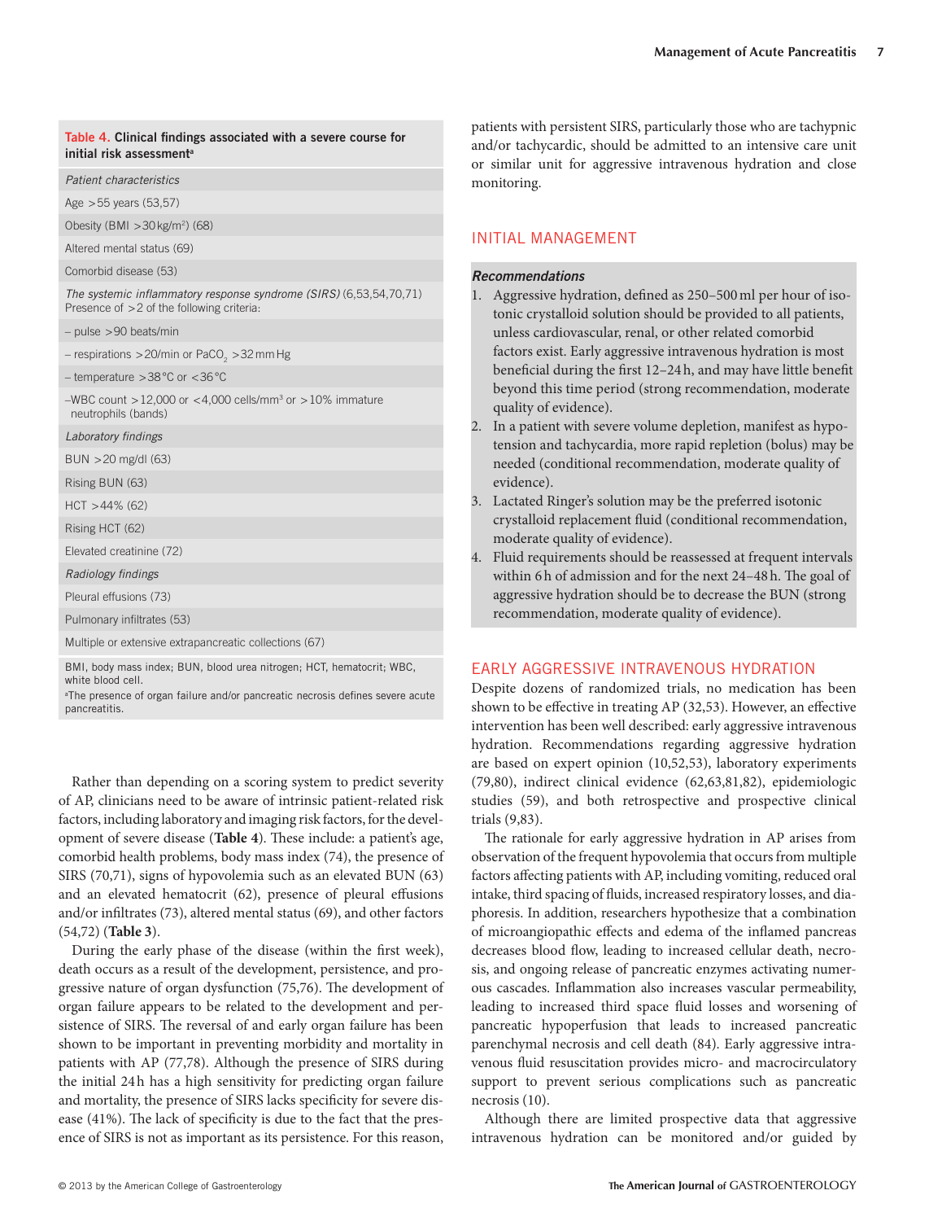**Table 4. Clinical findings associated with a severe course for initial risk assessment[a]**

| |
|---|
| *Patient characteristics* |
| Age >55 years (53,57) |
| Obesity (BMI >30 kg/m$^2$) (68) |
| Altered mental status (69) |
| Comorbid disease (53) |
| *The systemic inflammatory response syndrome (SIRS)* (6,53,54,70,71) Presence of >2 of the following criteria: |
| – pulse >90 beats/min |
| – respirations >20/min or $PaCO_2$ >32 mm Hg |
| – temperature >38 °C or <36 °C |
| –WBC count >12,000 or <4,000 cells/mm$^3$ or >10% immature neutrophils (bands) |
| *Laboratory findings* |
| BUN >20 mg/dl (63) |
| Rising BUN (63) |
| HCT >44% (62) |
| Rising HCT (62) |
| Elevated creatinine (72) |
| *Radiology findings* |
| Pleural effusions (73) |
| Pulmonary infiltrates (53) |
| Multiple or extensive extrapancreatic collections (67) |

BMI, body mass index; BUN, blood urea nitrogen; HCT, hematocrit; WBC, white blood cell.

[a]The presence of organ failure and/or pancreatic necrosis defines severe acute pancreatitis.

Rather than depending on a scoring system to predict severity of AP, clinicians need to be aware of intrinsic patient-related risk factors, including laboratory and imaging risk factors, for the development of severe disease (**Table 4**). These include: a patient's age, comorbid health problems, body mass index (74), the presence of SIRS (70,71), signs of hypovolemia such as an elevated BUN (63) and an elevated hematocrit (62), presence of pleural effusions and/or infiltrates (73), altered mental status (69), and other factors (54,72) (**Table 3**).

During the early phase of the disease (within the first week), death occurs as a result of the development, persistence, and progressive nature of organ dysfunction (75,76). The development of organ failure appears to be related to the development and persistence of SIRS. The reversal of and early organ failure has been shown to be important in preventing morbidity and mortality in patients with AP (77,78). Although the presence of SIRS during the initial 24 h has a high sensitivity for predicting organ failure and mortality, the presence of SIRS lacks specificity for severe disease (41%). The lack of specificity is due to the fact that the presence of SIRS is not as important as its persistence. For this reason, patients with persistent SIRS, particularly those who are tachypnic and/or tachycardic, should be admitted to an intensive care unit or similar unit for aggressive intravenous hydration and close monitoring.

## INITIAL MANAGEMENT

***Recommendations***

1. Aggressive hydration, defined as 250–500 ml per hour of isotonic crystalloid solution should be provided to all patients, unless cardiovascular, renal, or other related comorbid factors exist. Early aggressive intravenous hydration is most beneficial during the first 12–24 h, and may have little benefit beyond this time period (strong recommendation, moderate quality of evidence).
2. In a patient with severe volume depletion, manifest as hypotension and tachycardia, more rapid repletion (bolus) may be needed (conditional recommendation, moderate quality of evidence).
3. Lactated Ringer's solution may be the preferred isotonic crystalloid replacement fluid (conditional recommendation, moderate quality of evidence).
4. Fluid requirements should be reassessed at frequent intervals within 6 h of admission and for the next 24–48 h. The goal of aggressive hydration should be to decrease the BUN (strong recommendation, moderate quality of evidence).

## EARLY AGGRESSIVE INTRAVENOUS HYDRATION

Despite dozens of randomized trials, no medication has been shown to be effective in treating AP (32,53). However, an effective intervention has been well described: early aggressive intravenous hydration. Recommendations regarding aggressive hydration are based on expert opinion (10,52,53), laboratory experiments (79,80), indirect clinical evidence (62,63,81,82), epidemiologic studies (59), and both retrospective and prospective clinical trials (9,83).

The rationale for early aggressive hydration in AP arises from observation of the frequent hypovolemia that occurs from multiple factors affecting patients with AP, including vomiting, reduced oral intake, third spacing of fluids, increased respiratory losses, and diaphoresis. In addition, researchers hypothesize that a combination of microangiopathic effects and edema of the inflamed pancreas decreases blood flow, leading to increased cellular death, necrosis, and ongoing release of pancreatic enzymes activating numerous cascades. Inflammation also increases vascular permeability, leading to increased third space fluid losses and worsening of pancreatic hypoperfusion that leads to increased pancreatic parenchymal necrosis and cell death (84). Early aggressive intravenous fluid resuscitation provides micro- and macrocirculatory support to prevent serious complications such as pancreatic necrosis (10).

Although there are limited prospective data that aggressive intravenous hydration can be monitored and/or guided by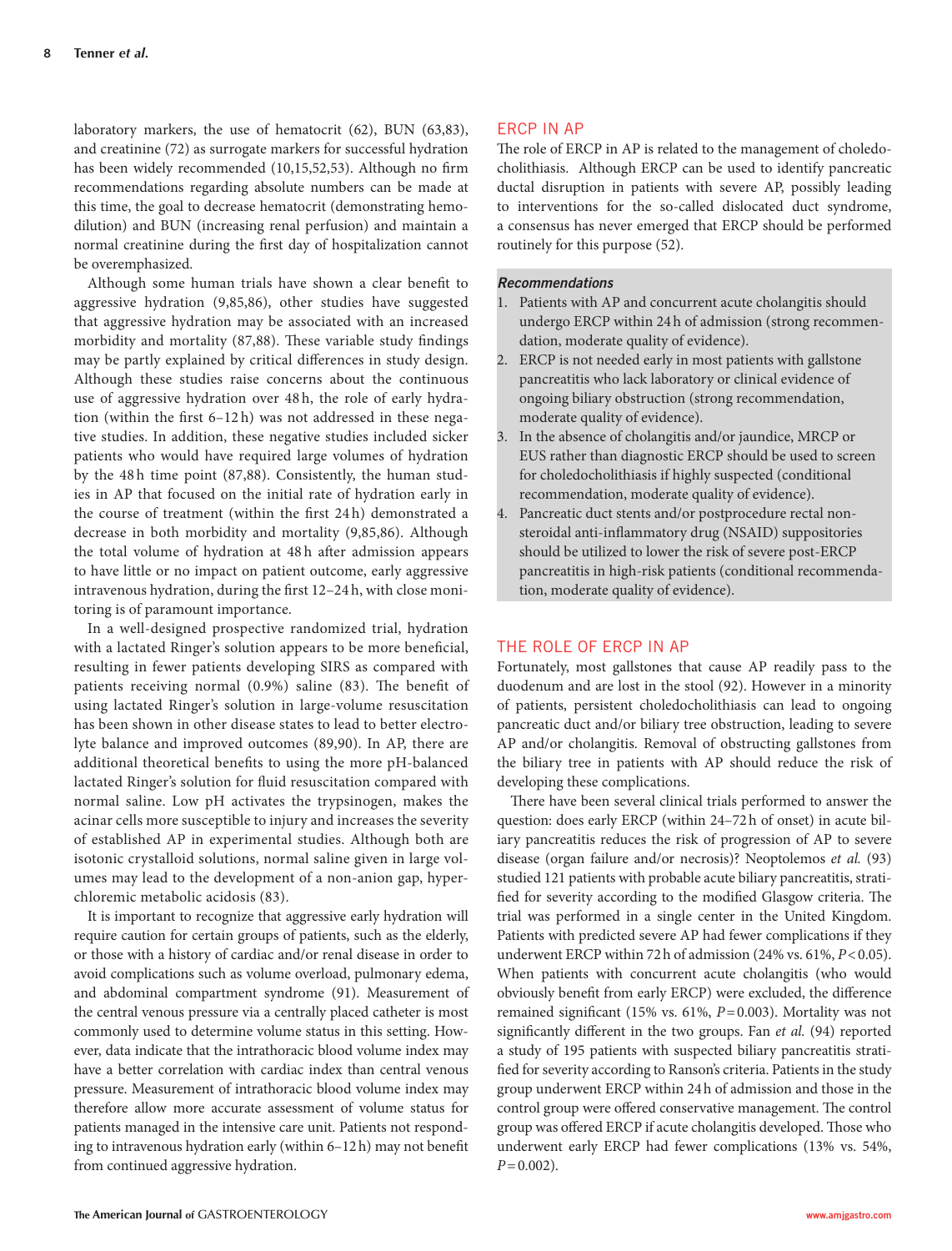laboratory markers, the use of hematocrit (62), BUN (63,83), and creatinine (72) as surrogate markers for successful hydration has been widely recommended (10,15,52,53). Although no firm recommendations regarding absolute numbers can be made at this time, the goal to decrease hematocrit (demonstrating hemodilution) and BUN (increasing renal perfusion) and maintain a normal creatinine during the first day of hospitalization cannot be overemphasized.

Although some human trials have shown a clear benefit to aggressive hydration (9,85,86), other studies have suggested that aggressive hydration may be associated with an increased morbidity and mortality (87,88). These variable study findings may be partly explained by critical differences in study design. Although these studies raise concerns about the continuous use of aggressive hydration over 48 h, the role of early hydration (within the first 6–12 h) was not addressed in these negative studies. In addition, these negative studies included sicker patients who would have required large volumes of hydration by the 48 h time point (87,88). Consistently, the human studies in AP that focused on the initial rate of hydration early in the course of treatment (within the first 24 h) demonstrated a decrease in both morbidity and mortality (9,85,86). Although the total volume of hydration at 48 h after admission appears to have little or no impact on patient outcome, early aggressive intravenous hydration, during the first 12–24 h, with close monitoring is of paramount importance.

In a well-designed prospective randomized trial, hydration with a lactated Ringer's solution appears to be more beneficial, resulting in fewer patients developing SIRS as compared with patients receiving normal (0.9%) saline (83). The benefit of using lactated Ringer's solution in large-volume resuscitation has been shown in other disease states to lead to better electrolyte balance and improved outcomes (89,90). In AP, there are additional theoretical benefits to using the more pH-balanced lactated Ringer's solution for fluid resuscitation compared with normal saline. Low pH activates the trypsinogen, makes the acinar cells more susceptible to injury and increases the severity of established AP in experimental studies. Although both are isotonic crystalloid solutions, normal saline given in large volumes may lead to the development of a non-anion gap, hyperchloremic metabolic acidosis (83).

It is important to recognize that aggressive early hydration will require caution for certain groups of patients, such as the elderly, or those with a history of cardiac and/or renal disease in order to avoid complications such as volume overload, pulmonary edema, and abdominal compartment syndrome (91). Measurement of the central venous pressure via a centrally placed catheter is most commonly used to determine volume status in this setting. However, data indicate that the intrathoracic blood volume index may have a better correlation with cardiac index than central venous pressure. Measurement of intrathoracic blood volume index may therefore allow more accurate assessment of volume status for patients managed in the intensive care unit. Patients not responding to intravenous hydration early (within 6–12 h) may not benefit from continued aggressive hydration.

## ERCP IN AP

The role of ERCP in AP is related to the management of choledocholithiasis. Although ERCP can be used to identify pancreatic ductal disruption in patients with severe AP, possibly leading to interventions for the so-called dislocated duct syndrome, a consensus has never emerged that ERCP should be performed routinely for this purpose (52).

***Recommendations***

1. Patients with AP and concurrent acute cholangitis should undergo ERCP within 24 h of admission (strong recommendation, moderate quality of evidence).
2. ERCP is not needed early in most patients with gallstone pancreatitis who lack laboratory or clinical evidence of ongoing biliary obstruction (strong recommendation, moderate quality of evidence).
3. In the absence of cholangitis and/or jaundice, MRCP or EUS rather than diagnostic ERCP should be used to screen for choledocholithiasis if highly suspected (conditional recommendation, moderate quality of evidence).
4. Pancreatic duct stents and/or postprocedure rectal nonsteroidal anti-inflammatory drug (NSAID) suppositories should be utilized to lower the risk of severe post-ERCP pancreatitis in high-risk patients (conditional recommendation, moderate quality of evidence).

## THE ROLE OF ERCP IN AP

Fortunately, most gallstones that cause AP readily pass to the duodenum and are lost in the stool (92). However in a minority of patients, persistent choledocholithiasis can lead to ongoing pancreatic duct and/or biliary tree obstruction, leading to severe AP and/or cholangitis. Removal of obstructing gallstones from the biliary tree in patients with AP should reduce the risk of developing these complications.

There have been several clinical trials performed to answer the question: does early ERCP (within 24–72 h of onset) in acute biliary pancreatitis reduces the risk of progression of AP to severe disease (organ failure and/or necrosis)? Neoptolemos *et al.* (93) studied 121 patients with probable acute biliary pancreatitis, stratified for severity according to the modified Glasgow criteria. The trial was performed in a single center in the United Kingdom. Patients with predicted severe AP had fewer complications if they underwent ERCP within 72 h of admission (24% vs. 61%, $P < 0.05$). When patients with concurrent acute cholangitis (who would obviously benefit from early ERCP) were excluded, the difference remained significant (15% vs. 61%, $P = 0.003$). Mortality was not significantly different in the two groups. Fan *et al.* (94) reported a study of 195 patients with suspected biliary pancreatitis stratified for severity according to Ranson's criteria. Patients in the study group underwent ERCP within 24 h of admission and those in the control group were offered conservative management. The control group was offered ERCP if acute cholangitis developed. Those who underwent early ERCP had fewer complications (13% vs. 54%, $P = 0.002$).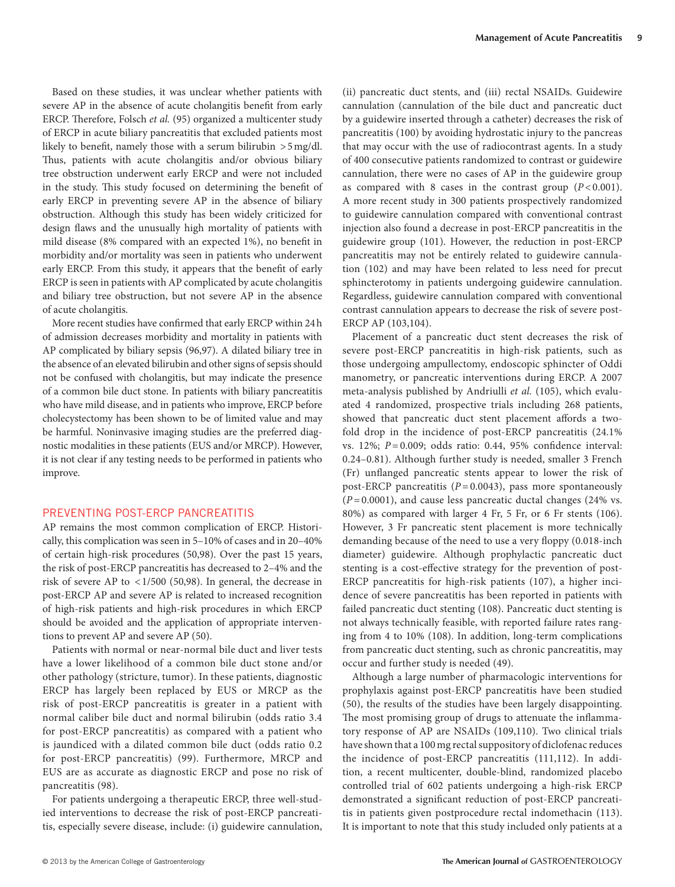Based on these studies, it was unclear whether patients with severe AP in the absence of acute cholangitis benefit from early ERCP. Therefore, Folsch *et al.* (95) organized a multicenter study of ERCP in acute biliary pancreatitis that excluded patients most likely to benefit, namely those with a serum bilirubin >5 mg/dl. Thus, patients with acute cholangitis and/or obvious biliary tree obstruction underwent early ERCP and were not included in the study. This study focused on determining the benefit of early ERCP in preventing severe AP in the absence of biliary obstruction. Although this study has been widely criticized for design flaws and the unusually high mortality of patients with mild disease (8% compared with an expected 1%), no benefit in morbidity and/or mortality was seen in patients who underwent early ERCP. From this study, it appears that the benefit of early ERCP is seen in patients with AP complicated by acute cholangitis and biliary tree obstruction, but not severe AP in the absence of acute cholangitis.

More recent studies have confirmed that early ERCP within 24 h of admission decreases morbidity and mortality in patients with AP complicated by biliary sepsis (96,97). A dilated biliary tree in the absence of an elevated bilirubin and other signs of sepsis should not be confused with cholangitis, but may indicate the presence of a common bile duct stone. In patients with biliary pancreatitis who have mild disease, and in patients who improve, ERCP before cholecystectomy has been shown to be of limited value and may be harmful. Noninvasive imaging studies are the preferred diagnostic modalities in these patients (EUS and/or MRCP). However, it is not clear if any testing needs to be performed in patients who improve.

## PREVENTING POST-ERCP PANCREATITIS

AP remains the most common complication of ERCP. Historically, this complication was seen in 5–10% of cases and in 20–40% of certain high-risk procedures (50,98). Over the past 15 years, the risk of post-ERCP pancreatitis has decreased to 2–4% and the risk of severe AP to <1/500 (50,98). In general, the decrease in post-ERCP AP and severe AP is related to increased recognition of high-risk patients and high-risk procedures in which ERCP should be avoided and the application of appropriate interventions to prevent AP and severe AP (50).

Patients with normal or near-normal bile duct and liver tests have a lower likelihood of a common bile duct stone and/or other pathology (stricture, tumor). In these patients, diagnostic ERCP has largely been replaced by EUS or MRCP as the risk of post-ERCP pancreatitis is greater in a patient with normal caliber bile duct and normal bilirubin (odds ratio 3.4 for post-ERCP pancreatitis) as compared with a patient who is jaundiced with a dilated common bile duct (odds ratio 0.2 for post-ERCP pancreatitis) (99). Furthermore, MRCP and EUS are as accurate as diagnostic ERCP and pose no risk of pancreatitis (98).

For patients undergoing a therapeutic ERCP, three well-studied interventions to decrease the risk of post-ERCP pancreatitis, especially severe disease, include: (i) guidewire cannulation, (ii) pancreatic duct stents, and (iii) rectal NSAIDs. Guidewire cannulation (cannulation of the bile duct and pancreatic duct by a guidewire inserted through a catheter) decreases the risk of pancreatitis (100) by avoiding hydrostatic injury to the pancreas that may occur with the use of radiocontrast agents. In a study of 400 consecutive patients randomized to contrast or guidewire cannulation, there were no cases of AP in the guidewire group as compared with 8 cases in the contrast group ($P<0.001$). A more recent study in 300 patients prospectively randomized to guidewire cannulation compared with conventional contrast injection also found a decrease in post-ERCP pancreatitis in the guidewire group (101). However, the reduction in post-ERCP pancreatitis may not be entirely related to guidewire cannulation (102) and may have been related to less need for precut sphincterotomy in patients undergoing guidewire cannulation. Regardless, guidewire cannulation compared with conventional contrast cannulation appears to decrease the risk of severe post-ERCP AP (103,104).

Placement of a pancreatic duct stent decreases the risk of severe post-ERCP pancreatitis in high-risk patients, such as those undergoing ampullectomy, endoscopic sphincter of Oddi manometry, or pancreatic interventions during ERCP. A 2007 meta-analysis published by Andriulli *et al.* (105), which evaluated 4 randomized, prospective trials including 268 patients, showed that pancreatic duct stent placement affords a two-fold drop in the incidence of post-ERCP pancreatitis (24.1% vs. 12%; $P=0.009$; odds ratio: 0.44, 95% confidence interval: 0.24–0.81). Although further study is needed, smaller 3 French (Fr) unflanged pancreatic stents appear to lower the risk of post-ERCP pancreatitis ($P=0.0043$), pass more spontaneously ($P=0.0001$), and cause less pancreatic ductal changes (24% vs. 80%) as compared with larger 4 Fr, 5 Fr, or 6 Fr stents (106). However, 3 Fr pancreatic stent placement is more technically demanding because of the need to use a very floppy (0.018-inch diameter) guidewire. Although prophylactic pancreatic duct stenting is a cost-effective strategy for the prevention of post-ERCP pancreatitis for high-risk patients (107), a higher incidence of severe pancreatitis has been reported in patients with failed pancreatic duct stenting (108). Pancreatic duct stenting is not always technically feasible, with reported failure rates ranging from 4 to 10% (108). In addition, long-term complications from pancreatic duct stenting, such as chronic pancreatitis, may occur and further study is needed (49).

Although a large number of pharmacologic interventions for prophylaxis against post-ERCP pancreatitis have been studied (50), the results of the studies have been largely disappointing. The most promising group of drugs to attenuate the inflammatory response of AP are NSAIDs (109,110). Two clinical trials have shown that a 100 mg rectal suppository of diclofenac reduces the incidence of post-ERCP pancreatitis (111,112). In addition, a recent multicenter, double-blind, randomized placebo controlled trial of 602 patients undergoing a high-risk ERCP demonstrated a significant reduction of post-ERCP pancreatitis in patients given postprocedure rectal indomethacin (113). It is important to note that this study included only patients at a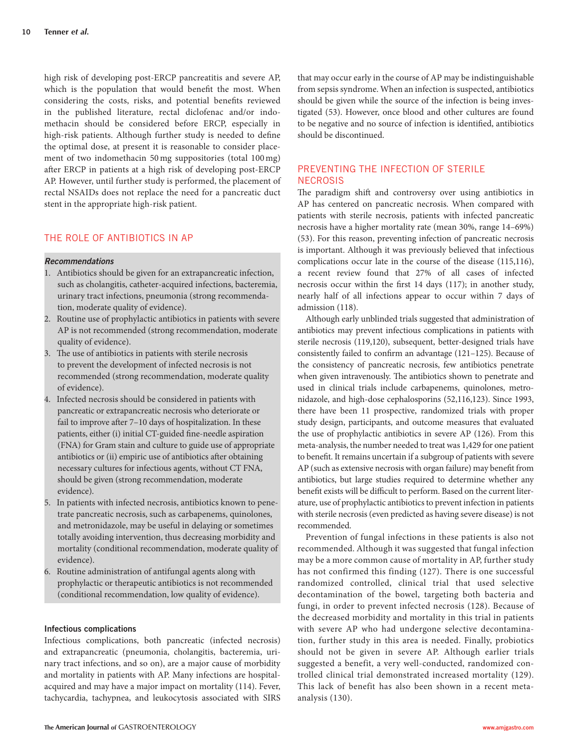high risk of developing post-ERCP pancreatitis and severe AP, which is the population that would benefit the most. When considering the costs, risks, and potential benefits reviewed in the published literature, rectal diclofenac and/or indomethacin should be considered before ERCP, especially in high-risk patients. Although further study is needed to define the optimal dose, at present it is reasonable to consider placement of two indomethacin 50 mg suppositories (total 100 mg) after ERCP in patients at a high risk of developing post-ERCP AP. However, until further study is performed, the placement of rectal NSAIDs does not replace the need for a pancreatic duct stent in the appropriate high-risk patient.

## THE ROLE OF ANTIBIOTICS IN AP

***Recommendations***

1. Antibiotics should be given for an extrapancreatic infection, such as cholangitis, catheter-acquired infections, bacteremia, urinary tract infections, pneumonia (strong recommendation, moderate quality of evidence).
2. Routine use of prophylactic antibiotics in patients with severe AP is not recommended (strong recommendation, moderate quality of evidence).
3. The use of antibiotics in patients with sterile necrosis to prevent the development of infected necrosis is not recommended (strong recommendation, moderate quality of evidence).
4. Infected necrosis should be considered in patients with pancreatic or extrapancreatic necrosis who deteriorate or fail to improve after 7–10 days of hospitalization. In these patients, either (i) initial CT-guided fine-needle aspiration (FNA) for Gram stain and culture to guide use of appropriate antibiotics or (ii) empiric use of antibiotics after obtaining necessary cultures for infectious agents, without CT FNA, should be given (strong recommendation, moderate evidence).
5. In patients with infected necrosis, antibiotics known to penetrate pancreatic necrosis, such as carbapenems, quinolones, and metronidazole, may be useful in delaying or sometimes totally avoiding intervention, thus decreasing morbidity and mortality (conditional recommendation, moderate quality of evidence).
6. Routine administration of antifungal agents along with prophylactic or therapeutic antibiotics is not recommended (conditional recommendation, low quality of evidence).

### Infectious complications

Infectious complications, both pancreatic (infected necrosis) and extrapancreatic (pneumonia, cholangitis, bacteremia, urinary tract infections, and so on), are a major cause of morbidity and mortality in patients with AP. Many infections are hospital-acquired and may have a major impact on mortality (114). Fever, tachycardia, tachypnea, and leukocytosis associated with SIRS that may occur early in the course of AP may be indistinguishable from sepsis syndrome. When an infection is suspected, antibiotics should be given while the source of the infection is being investigated (53). However, once blood and other cultures are found to be negative and no source of infection is identified, antibiotics should be discontinued.

## PREVENTING THE INFECTION OF STERILE NECROSIS

The paradigm shift and controversy over using antibiotics in AP has centered on pancreatic necrosis. When compared with patients with sterile necrosis, patients with infected pancreatic necrosis have a higher mortality rate (mean 30%, range 14–69%) (53). For this reason, preventing infection of pancreatic necrosis is important. Although it was previously believed that infectious complications occur late in the course of the disease (115,116), a recent review found that 27% of all cases of infected necrosis occur within the first 14 days (117); in another study, nearly half of all infections appear to occur within 7 days of admission (118).

Although early unblinded trials suggested that administration of antibiotics may prevent infectious complications in patients with sterile necrosis (119,120), subsequent, better-designed trials have consistently failed to confirm an advantage (121–125). Because of the consistency of pancreatic necrosis, few antibiotics penetrate when given intravenously. The antibiotics shown to penetrate and used in clinical trials include carbapenems, quinolones, metronidazole, and high-dose cephalosporins (52,116,123). Since 1993, there have been 11 prospective, randomized trials with proper study design, participants, and outcome measures that evaluated the use of prophylactic antibiotics in severe AP (126). From this meta-analysis, the number needed to treat was 1,429 for one patient to benefit. It remains uncertain if a subgroup of patients with severe AP (such as extensive necrosis with organ failure) may benefit from antibiotics, but large studies required to determine whether any benefit exists will be difficult to perform. Based on the current literature, use of prophylactic antibiotics to prevent infection in patients with sterile necrosis (even predicted as having severe disease) is not recommended.

Prevention of fungal infections in these patients is also not recommended. Although it was suggested that fungal infection may be a more common cause of mortality in AP, further study has not confirmed this finding (127). There is one successful randomized controlled, clinical trial that used selective decontamination of the bowel, targeting both bacteria and fungi, in order to prevent infected necrosis (128). Because of the decreased morbidity and mortality in this trial in patients with severe AP who had undergone selective decontamination, further study in this area is needed. Finally, probiotics should not be given in severe AP. Although earlier trials suggested a benefit, a very well-conducted, randomized controlled clinical trial demonstrated increased mortality (129). This lack of benefit has also been shown in a recent meta-analysis (130).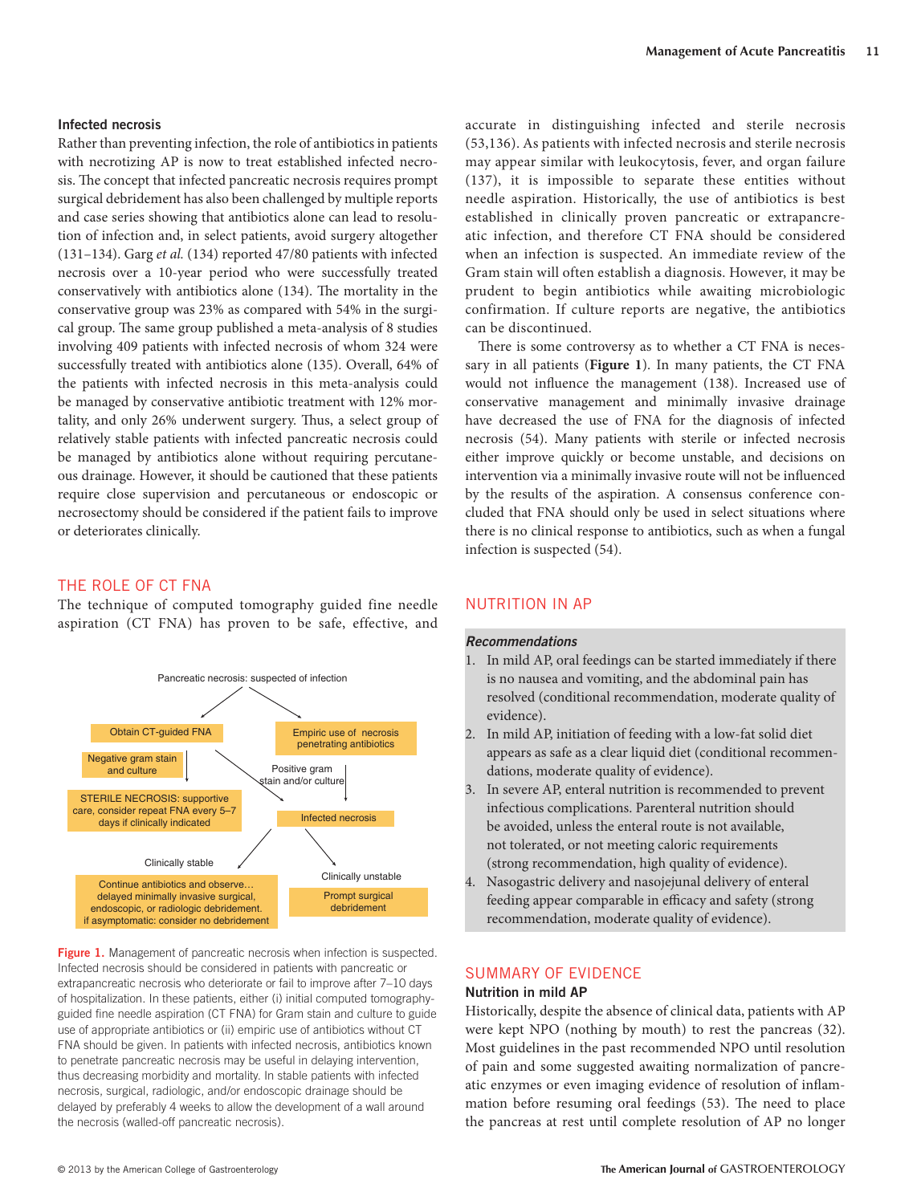### Infected necrosis

Rather than preventing infection, the role of antibiotics in patients with necrotizing AP is now to treat established infected necrosis. The concept that infected pancreatic necrosis requires prompt surgical debridement has also been challenged by multiple reports and case series showing that antibiotics alone can lead to resolution of infection and, in select patients, avoid surgery altogether (131–134). Garg *et al.* (134) reported 47/80 patients with infected necrosis over a 10-year period who were successfully treated conservatively with antibiotics alone (134). The mortality in the conservative group was 23% as compared with 54% in the surgical group. The same group published a meta-analysis of 8 studies involving 409 patients with infected necrosis of whom 324 were successfully treated with antibiotics alone (135). Overall, 64% of the patients with infected necrosis in this meta-analysis could be managed by conservative antibiotic treatment with 12% mortality, and only 26% underwent surgery. Thus, a select group of relatively stable patients with infected pancreatic necrosis could be managed by antibiotics alone without requiring percutaneous drainage. However, it should be cautioned that these patients require close supervision and percutaneous or endoscopic or necrosectomy should be considered if the patient fails to improve or deteriorates clinically.

## THE ROLE OF CT FNA

The technique of computed tomography guided fine needle aspiration (CT FNA) has proven to be safe, effective, and accurate in distinguishing infected and sterile necrosis (53,136). As patients with infected necrosis and sterile necrosis may appear similar with leukocytosis, fever, and organ failure (137), it is impossible to separate these entities without needle aspiration. Historically, the use of antibiotics is best established in clinically proven pancreatic or extrapancreatic infection, and therefore CT FNA should be considered when an infection is suspected. An immediate review of the Gram stain will often establish a diagnosis. However, it may be prudent to begin antibiotics while awaiting microbiologic confirmation. If culture reports are negative, the antibiotics can be discontinued.

There is some controversy as to whether a CT FNA is necessary in all patients (**Figure 1**). In many patients, the CT FNA would not influence the management (138). Increased use of conservative management and minimally invasive drainage have decreased the use of FNA for the diagnosis of infected necrosis (54). Many patients with sterile or infected necrosis either improve quickly or become unstable, and decisions on intervention via a minimally invasive route will not be influenced by the results of the aspiration. A consensus conference concluded that FNA should only be used in select situations where there is no clinical response to antibiotics, such as when a fungal infection is suspected (54).

Pancreatic necrosis: suspected of infection
- Obtain CT-guided FNA
  - Negative gram stain and culture → STERILE NECROSIS: supportive care, consider repeat FNA every 5–7 days if clinically indicated
  - Positive gram stain and/or culture → Infected necrosis
- Empiric use of necrosis penetrating antibiotics → Infected necrosis

Infected necrosis
- Clinically stable → Continue antibiotics and observe… delayed minimally invasive surgical, endoscopic, or radiologic debridement. if asymptomatic: consider no debridement
- Clinically unstable → Prompt surgical debridement

**Figure 1.** Management of pancreatic necrosis when infection is suspected. Infected necrosis should be considered in patients with pancreatic or extrapancreatic necrosis who deteriorate or fail to improve after 7–10 days of hospitalization. In these patients, either (i) initial computed tomography-guided fine needle aspiration (CT FNA) for Gram stain and culture to guide use of appropriate antibiotics or (ii) empiric use of antibiotics without CT FNA should be given. In patients with infected necrosis, antibiotics known to penetrate pancreatic necrosis may be useful in delaying intervention, thus decreasing morbidity and mortality. In stable patients with infected necrosis, surgical, radiologic, and/or endoscopic drainage should be delayed by preferably 4 weeks to allow the development of a wall around the necrosis (walled-off pancreatic necrosis).

## NUTRITION IN AP

***Recommendations***

1. In mild AP, oral feedings can be started immediately if there is no nausea and vomiting, and the abdominal pain has resolved (conditional recommendation, moderate quality of evidence).
2. In mild AP, initiation of feeding with a low-fat solid diet appears as safe as a clear liquid diet (conditional recommendations, moderate quality of evidence).
3. In severe AP, enteral nutrition is recommended to prevent infectious complications. Parenteral nutrition should be avoided, unless the enteral route is not available, not tolerated, or not meeting caloric requirements (strong recommendation, high quality of evidence).
4. Nasogastric delivery and nasojejunal delivery of enteral feeding appear comparable in efficacy and safety (strong recommendation, moderate quality of evidence).

## SUMMARY OF EVIDENCE

### Nutrition in mild AP

Historically, despite the absence of clinical data, patients with AP were kept NPO (nothing by mouth) to rest the pancreas (32). Most guidelines in the past recommended NPO until resolution of pain and some suggested awaiting normalization of pancreatic enzymes or even imaging evidence of resolution of inflammation before resuming oral feedings (53). The need to place the pancreas at rest until complete resolution of AP no longer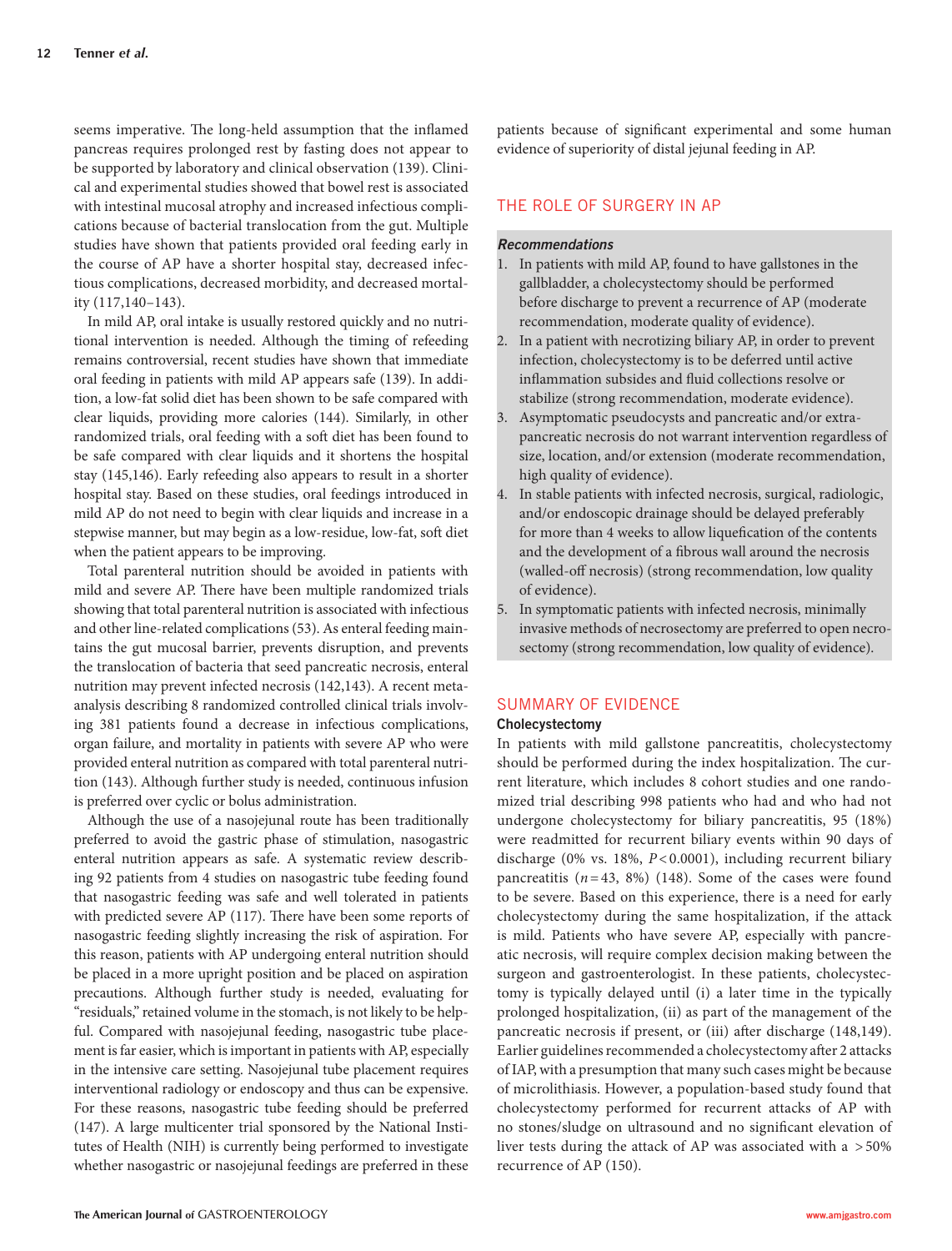seems imperative. The long-held assumption that the inflamed pancreas requires prolonged rest by fasting does not appear to be supported by laboratory and clinical observation (139). Clinical and experimental studies showed that bowel rest is associated with intestinal mucosal atrophy and increased infectious complications because of bacterial translocation from the gut. Multiple studies have shown that patients provided oral feeding early in the course of AP have a shorter hospital stay, decreased infectious complications, decreased morbidity, and decreased mortality (117,140–143).

In mild AP, oral intake is usually restored quickly and no nutritional intervention is needed. Although the timing of refeeding remains controversial, recent studies have shown that immediate oral feeding in patients with mild AP appears safe (139). In addition, a low-fat solid diet has been shown to be safe compared with clear liquids, providing more calories (144). Similarly, in other randomized trials, oral feeding with a soft diet has been found to be safe compared with clear liquids and it shortens the hospital stay (145,146). Early refeeding also appears to result in a shorter hospital stay. Based on these studies, oral feedings introduced in mild AP do not need to begin with clear liquids and increase in a stepwise manner, but may begin as a low-residue, low-fat, soft diet when the patient appears to be improving.

Total parenteral nutrition should be avoided in patients with mild and severe AP. There have been multiple randomized trials showing that total parenteral nutrition is associated with infectious and other line-related complications (53). As enteral feeding maintains the gut mucosal barrier, prevents disruption, and prevents the translocation of bacteria that seed pancreatic necrosis, enteral nutrition may prevent infected necrosis (142,143). A recent meta-analysis describing 8 randomized controlled clinical trials involving 381 patients found a decrease in infectious complications, organ failure, and mortality in patients with severe AP who were provided enteral nutrition as compared with total parenteral nutrition (143). Although further study is needed, continuous infusion is preferred over cyclic or bolus administration.

Although the use of a nasojejunal route has been traditionally preferred to avoid the gastric phase of stimulation, nasogastric enteral nutrition appears as safe. A systematic review describing 92 patients from 4 studies on nasogastric tube feeding found that nasogastric feeding was safe and well tolerated in patients with predicted severe AP (117). There have been some reports of nasogastric feeding slightly increasing the risk of aspiration. For this reason, patients with AP undergoing enteral nutrition should be placed in a more upright position and be placed on aspiration precautions. Although further study is needed, evaluating for "residuals," retained volume in the stomach, is not likely to be helpful. Compared with nasojejunal feeding, nasogastric tube placement is far easier, which is important in patients with AP, especially in the intensive care setting. Nasojejunal tube placement requires interventional radiology or endoscopy and thus can be expensive. For these reasons, nasogastric tube feeding should be preferred (147). A large multicenter trial sponsored by the National Institutes of Health (NIH) is currently being performed to investigate whether nasogastric or nasojejunal feedings are preferred in these patients because of significant experimental and some human evidence of superiority of distal jejunal feeding in AP.

## THE ROLE OF SURGERY IN AP

***Recommendations***

1. In patients with mild AP, found to have gallstones in the gallbladder, a cholecystectomy should be performed before discharge to prevent a recurrence of AP (moderate recommendation, moderate quality of evidence).
2. In a patient with necrotizing biliary AP, in order to prevent infection, cholecystectomy is to be deferred until active inflammation subsides and fluid collections resolve or stabilize (strong recommendation, moderate evidence).
3. Asymptomatic pseudocysts and pancreatic and/or extra-pancreatic necrosis do not warrant intervention regardless of size, location, and/or extension (moderate recommendation, high quality of evidence).
4. In stable patients with infected necrosis, surgical, radiologic, and/or endoscopic drainage should be delayed preferably for more than 4 weeks to allow liquefication of the contents and the development of a fibrous wall around the necrosis (walled-off necrosis) (strong recommendation, low quality of evidence).
5. In symptomatic patients with infected necrosis, minimally invasive methods of necrosectomy are preferred to open necrosectomy (strong recommendation, low quality of evidence).

## SUMMARY OF EVIDENCE

### Cholecystectomy

In patients with mild gallstone pancreatitis, cholecystectomy should be performed during the index hospitalization. The current literature, which includes 8 cohort studies and one randomized trial describing 998 patients who had and who had not undergone cholecystectomy for biliary pancreatitis, 95 (18%) were readmitted for recurrent biliary events within 90 days of discharge (0% vs. 18%, $P<0.0001$), including recurrent biliary pancreatitis ($n=43$, 8%) (148). Some of the cases were found to be severe. Based on this experience, there is a need for early cholecystectomy during the same hospitalization, if the attack is mild. Patients who have severe AP, especially with pancreatic necrosis, will require complex decision making between the surgeon and gastroenterologist. In these patients, cholecystectomy is typically delayed until (i) a later time in the typically prolonged hospitalization, (ii) as part of the management of the pancreatic necrosis if present, or (iii) after discharge (148,149). Earlier guidelines recommended a cholecystectomy after 2 attacks of IAP, with a presumption that many such cases might be because of microlithiasis. However, a population-based study found that cholecystectomy performed for recurrent attacks of AP with no stones/sludge on ultrasound and no significant elevation of liver tests during the attack of AP was associated with a >50% recurrence of AP (150).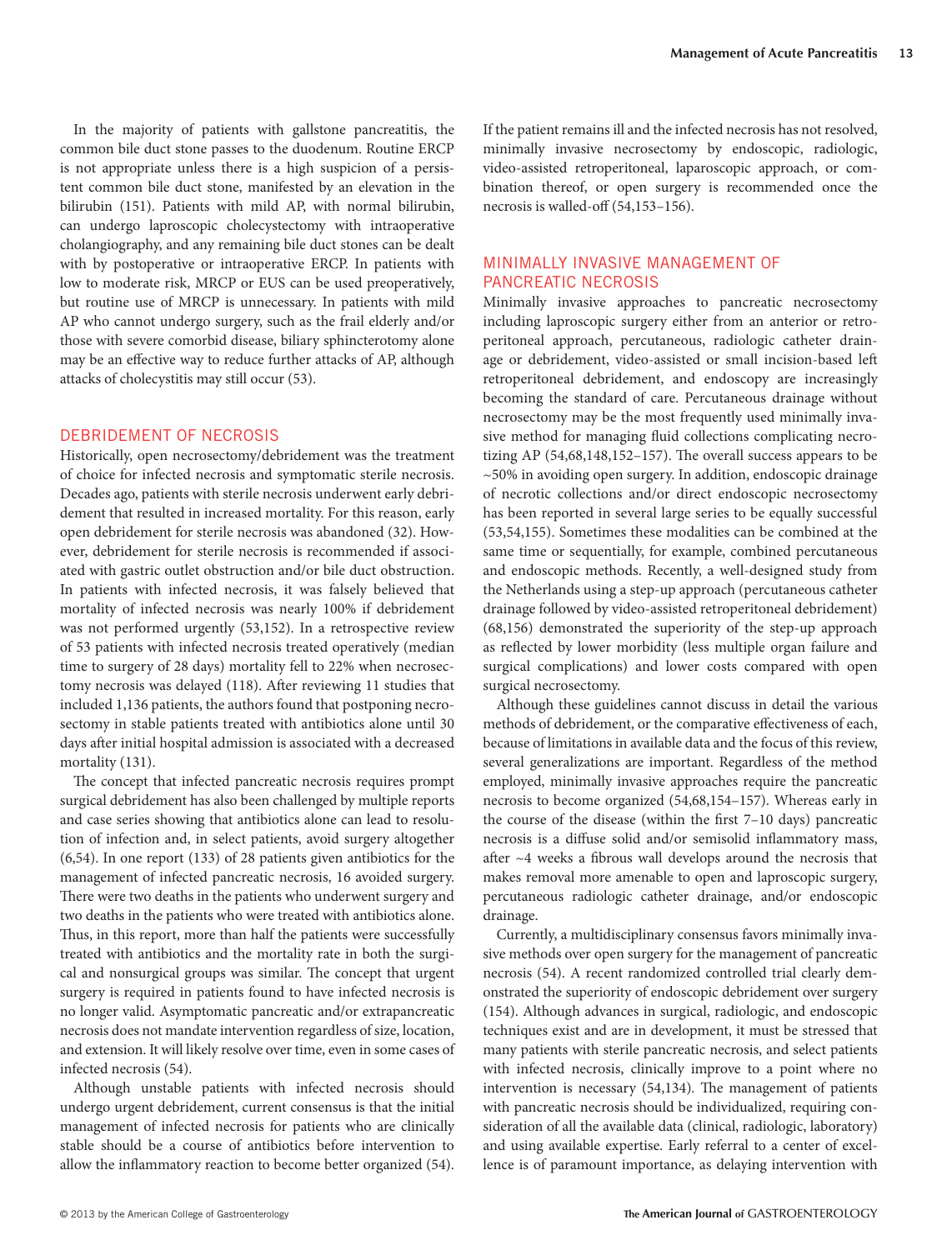In the majority of patients with gallstone pancreatitis, the common bile duct stone passes to the duodenum. Routine ERCP is not appropriate unless there is a high suspicion of a persistent common bile duct stone, manifested by an elevation in the bilirubin (151). Patients with mild AP, with normal bilirubin, can undergo laproscopic cholecystectomy with intraoperative cholangiography, and any remaining bile duct stones can be dealt with by postoperative or intraoperative ERCP. In patients with low to moderate risk, MRCP or EUS can be used preoperatively, but routine use of MRCP is unnecessary. In patients with mild AP who cannot undergo surgery, such as the frail elderly and/or those with severe comorbid disease, biliary sphincterotomy alone may be an effective way to reduce further attacks of AP, although attacks of cholecystitis may still occur (53).

## DEBRIDEMENT OF NECROSIS

Historically, open necrosectomy/debridement was the treatment of choice for infected necrosis and symptomatic sterile necrosis. Decades ago, patients with sterile necrosis underwent early debridement that resulted in increased mortality. For this reason, early open debridement for sterile necrosis was abandoned (32). However, debridement for sterile necrosis is recommended if associated with gastric outlet obstruction and/or bile duct obstruction. In patients with infected necrosis, it was falsely believed that mortality of infected necrosis was nearly 100% if debridement was not performed urgently (53,152). In a retrospective review of 53 patients with infected necrosis treated operatively (median time to surgery of 28 days) mortality fell to 22% when necrosectomy necrosis was delayed (118). After reviewing 11 studies that included 1,136 patients, the authors found that postponing necrosectomy in stable patients treated with antibiotics alone until 30 days after initial hospital admission is associated with a decreased mortality (131).

The concept that infected pancreatic necrosis requires prompt surgical debridement has also been challenged by multiple reports and case series showing that antibiotics alone can lead to resolution of infection and, in select patients, avoid surgery altogether (6,54). In one report (133) of 28 patients given antibiotics for the management of infected pancreatic necrosis, 16 avoided surgery. There were two deaths in the patients who underwent surgery and two deaths in the patients who were treated with antibiotics alone. Thus, in this report, more than half the patients were successfully treated with antibiotics and the mortality rate in both the surgical and nonsurgical groups was similar. The concept that urgent surgery is required in patients found to have infected necrosis is no longer valid. Asymptomatic pancreatic and/or extrapancreatic necrosis does not mandate intervention regardless of size, location, and extension. It will likely resolve over time, even in some cases of infected necrosis (54).

Although unstable patients with infected necrosis should undergo urgent debridement, current consensus is that the initial management of infected necrosis for patients who are clinically stable should be a course of antibiotics before intervention to allow the inflammatory reaction to become better organized (54). If the patient remains ill and the infected necrosis has not resolved, minimally invasive necrosectomy by endoscopic, radiologic, video-assisted retroperitoneal, laparoscopic approach, or combination thereof, or open surgery is recommended once the necrosis is walled-off (54,153–156).

## MINIMALLY INVASIVE MANAGEMENT OF PANCREATIC NECROSIS

Minimally invasive approaches to pancreatic necrosectomy including laproscopic surgery either from an anterior or retroperitoneal approach, percutaneous, radiologic catheter drainage or debridement, video-assisted or small incision-based left retroperitoneal debridement, and endoscopy are increasingly becoming the standard of care. Percutaneous drainage without necrosectomy may be the most frequently used minimally invasive method for managing fluid collections complicating necrotizing AP (54,68,148,152–157). The overall success appears to be ~50% in avoiding open surgery. In addition, endoscopic drainage of necrotic collections and/or direct endoscopic necrosectomy has been reported in several large series to be equally successful (53,54,155). Sometimes these modalities can be combined at the same time or sequentially, for example, combined percutaneous and endoscopic methods. Recently, a well-designed study from the Netherlands using a step-up approach (percutaneous catheter drainage followed by video-assisted retroperitoneal debridement) (68,156) demonstrated the superiority of the step-up approach as reflected by lower morbidity (less multiple organ failure and surgical complications) and lower costs compared with open surgical necrosectomy.

Although these guidelines cannot discuss in detail the various methods of debridement, or the comparative effectiveness of each, because of limitations in available data and the focus of this review, several generalizations are important. Regardless of the method employed, minimally invasive approaches require the pancreatic necrosis to become organized (54,68,154–157). Whereas early in the course of the disease (within the first 7–10 days) pancreatic necrosis is a diffuse solid and/or semisolid inflammatory mass, after ~4 weeks a fibrous wall develops around the necrosis that makes removal more amenable to open and laproscopic surgery, percutaneous radiologic catheter drainage, and/or endoscopic drainage.

Currently, a multidisciplinary consensus favors minimally invasive methods over open surgery for the management of pancreatic necrosis (54). A recent randomized controlled trial clearly demonstrated the superiority of endoscopic debridement over surgery (154). Although advances in surgical, radiologic, and endoscopic techniques exist and are in development, it must be stressed that many patients with sterile pancreatic necrosis, and select patients with infected necrosis, clinically improve to a point where no intervention is necessary (54,134). The management of patients with pancreatic necrosis should be individualized, requiring consideration of all the available data (clinical, radiologic, laboratory) and using available expertise. Early referral to a center of excellence is of paramount importance, as delaying intervention with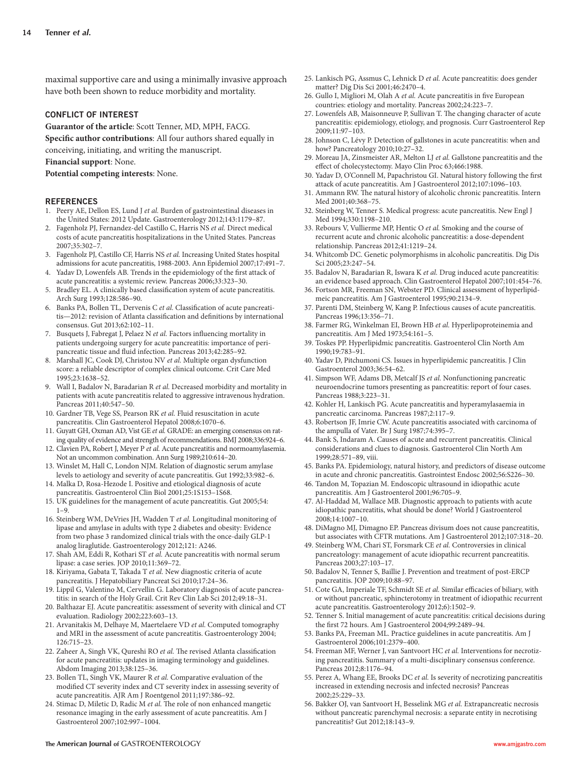maximal supportive care and using a minimally invasive approach have both been shown to reduce morbidity and mortality.

## CONFLICT OF INTEREST

**Guarantor of the article**: Scott Tenner, MD, MPH, FACG.

**Specific author contributions**: All four authors shared equally in conceiving, initiating, and writing the manuscript.

**Financial support**: None.

**Potential competing interests**: None.

## REFERENCES

1. Peery AE, Dellon ES, Lund J *et al.* Burden of gastrointestinal diseases in the United States: 2012 Update. Gastroenterology 2012;143:1179–87.
2. Fagenholz PJ, Fernandez-del Castillo C, Harris NS *et al.* Direct medical costs of acute pancreatitis hospitalizations in the United States. Pancreas 2007;35:302–7.
3. Fagenholz PJ, Castillo CF, Harris NS *et al.* Increasing United States hospital admissions for acute pancreatitis, 1988-2003. Ann Epidemiol 2007;17:491–7.
4. Yadav D, Lowenfels AB. Trends in the epidemiology of the first attack of acute pancreatitis: a systemic review. Pancreas 2006;33:323–30.
5. Bradley EL. A clinically based classification system of acute pancreatitis. Arch Surg 1993;128:586–90.
6. Banks PA, Bollen TL, Dervenis C *et al.* Classification of acute pancreatitis—2012: revision of Atlanta classification and definitions by international consensus. Gut 2013;62:102–11.
7. Busquets J, Fabregat J, Pelaez N *et al.* Factors influencing mortality in patients undergoing surgery for acute pancreatitis: importance of peripancreatic tissue and fluid infection. Pancreas 2013;42:285–92.
8. Marshall JC, Cook DJ, Christou NV *et al.* Multiple organ dysfunction score: a reliable descriptor of complex clinical outcome. Crit Care Med 1995;23:1638–52.
9. Wall I, Badalov N, Baradarian R *et al.* Decreased morbidity and mortality in patients with acute pancreatitis related to aggressive intravenous hydration. Pancreas 2011;40:547–50.
10. Gardner TB, Vege SS, Pearson RK *et al.* Fluid resuscitation in acute pancreatitis. Clin Gastroenterol Hepatol 2008;6:1070–6.
11. Guyatt GH, Oxman AD, Vist GE *et al.* GRADE: an emerging consensus on rating quality of evidence and strength of recommendations. BMJ 2008;336:924–6.
12. Clavien PA, Robert J, Meyer P *et al.* Acute pancreatitis and normoamylasemia. Not an uncommon combination. Ann Surg 1989;210:614–20.
13. Winslet M, Hall C, London NJM. Relation of diagnostic serum amylase levels to aetiology and severity of acute pancreatitis. Gut 1992;33:982–6.
14. Malka D, Rosa-Hezode I. Positive and etiological diagnosis of acute pancreatitis. Gastroenterol Clin Biol 2001;25:1S153–1S68.
15. UK guidelines for the management of acute pancreatitis. Gut 2005;54: 1–9.
16. Steinberg WM, DeVries JH, Wadden T *et al.* Longitudinal monitoring of lipase and amylase in adults with type 2 diabetes and obesity: Evidence from two phase 3 randomized clinical trials with the once-daily GLP-1 analog liraglutide. Gastroenterology 2012;121: A246.
17. Shah AM, Eddi R, Kothari ST *et al.* Acute pancreatitis with normal serum lipase: a case series. JOP 2010;11:369–72.
18. Kiriyama, Gabata T, Takada T *et al.* New diagnostic criteria of acute pancreatitis. J Hepatobiliary Pancreat Sci 2010;17:24–36.
19. Lippil G, Valentino M, Cervellin G. Laboratory diagnosis of acute pancreatitis: in search of the Holy Grail. Crit Rev Clin Lab Sci 2012;49:18–31.
20. Balthazar EJ. Acute pancreatitis: assessment of severity with clinical and CT evaluation. Radiology 2002;223:603–13.
21. Arvanitakis M, Delhaye M, Maertelaere VD *et al.* Computed tomography and MRI in the assessment of acute pancreatitis. Gastroenterology 2004; 126:715–23.
22. Zaheer A, Singh VK, Qureshi RO *et al.* The revised Atlanta classification for acute pancreatitis: updates in imaging terminology and guidelines. Abdom Imaging 2013;38:125–36.
23. Bollen TL, Singh VK, Maurer R *et al.* Comparative evaluation of the modified CT severity index and CT severity index in assessing severity of acute pancreatitis. AJR Am J Roentgenol 2011;197:386–92.
24. Stimac D, Miletic D, Radic M *et al.* The role of non enhanced magnetic resonance imaging in the early assessment of acute pancreatitis. Am J Gastroenterol 2007;102:997–1004.
25. Lankisch PG, Assmus C, Lehnick D *et al.* Acute pancreatitis: does gender matter? Dig Dis Sci 2001;46:2470–4.
26. Gullo I, Migliori M, Olah A *et al.* Acute pancreatitis in five European countries: etiology and mortality. Pancreas 2002;24:223–7.
27. Lowenfels AB, Maisonneuve P, Sullivan T. The changing character of acute pancreatitis: epidemiology, etiology, and prognosis. Curr Gastroenterol Rep 2009;11:97–103.
28. Johnson C, Lévy P. Detection of gallstones in acute pancreatitis: when and how? Pancreatology 2010;10:27–32.
29. Moreau JA, Zinsmeister AR, Melton LJ *et al.* Gallstone pancreatitis and the effect of cholecystectomy. Mayo Clin Proc 63;466:1988.
30. Yadav D, O'Connell M, Papachristou GI. Natural history following the first attack of acute pancreatitis. Am J Gastroenterol 2012;107:1096–103.
31. Ammann RW. The natural history of alcoholic chronic pancreatitis. Intern Med 2001;40:368–75.
32. Steinberg W, Tenner S. Medical progress: acute pancreatitis. New Engl J Med 1994;330:1198–210.
33. Rebours V, Vullierme MP, Hentic O *et al.* Smoking and the course of recurrent acute and chronic alcoholic pancreatitis: a dose-dependent relationship. Pancreas 2012;41:1219–24.
34. Whitcomb DC. Genetic polymorphisms in alcoholic pancreatitis. Dig Dis Sci 2005;23:247–54.
35. Badalov N, Baradarian R, Iswara K *et al.* Drug induced acute pancreatitis: an evidence based approach. Clin Gastroenterol Hepatol 2007;101:454–76.
36. Fortson MR, Freeman SN, Webster PD. Clinical assessment of hyperlipidmeic pancreatitis. Am J Gastroenterol 1995;90:2134–9.
37. Parenti DM, Steinberg W, Kang P. Infectious causes of acute pancreatitis. Pancreas 1996;13:356–71.
38. Farmer RG, Winkelman EI, Brown HB *et al.* Hyperlipoproteinemia and pancreatitis. Am J Med 1973;54:161–5.
39. Toskes PP. Hyperlipidmic pancreatitis. Gastroenterol Clin North Am 1990;19:783–91.
40. Yadav D, Pitchumoni CS. Issues in hyperlipidemic pancreatitis. J Clin Gastroenterol 2003;36:54–62.
41. Simpson WF, Adams DB, Metcalf JS *et al.* Nonfunctioning pancreatic neuroendocrine tumors presenting as pancreatitis: report of four cases. Pancreas 1988;3:223–31.
42. Kohler H, Lankisch PG. Acute pancreatitis and hyperamylasaemia in pancreatic carcinoma. Pancreas 1987;2:117–9.
43. Robertson JF, Imrie CW. Acute pancreatitis associated with carcinoma of the ampulla of Vater. Br J Surg 1987;74:395–7.
44. Bank S, Indaram A. Causes of acute and recurrent pancreatitis. Clinical considerations and clues to diagnosis. Gastroenterol Clin North Am 1999;28:571–89, viii.
45. Banks PA. Epidemiology, natural history, and predictors of disease outcome in acute and chronic pancreatitis. Gastrointest Endosc 2002;56:S226–30.
46. Tandon M, Topazian M. Endoscopic ultrasound in idiopathic acute pancreatitis. Am J Gastroenterol 2001;96:705–9.
47. Al-Haddad M, Wallace MB. Diagnostic approach to patients with acute idiopathic pancreatitis, what should be done? World J Gastroenterol 2008;14:1007–10.
48. DiMagno MJ, Dimagno EP. Pancreas divisum does not cause pancreatitis, but associates with CFTR mutations. Am J Gastroenterol 2012;107:318–20.
49. Steinberg WM, Chari ST, Forsmark CE *et al.* Controversies in clinical pancreatology: management of acute idiopathic recurrent pancreatitis. Pancreas 2003;27:103–17.
50. Badalov N, Tenner S, Baillie J. Prevention and treatment of post-ERCP pancreatitis. JOP 2009;10:88–97.
51. Cote GA, Imperiale TF, Schmidt SE *et al.* Similar efficacies of biliary, with or without pancreatic, sphincterotomy in treatment of idiopathic recurrent acute pancreatitis. Gastroenterology 2012;6):1502–9.
52. Tenner S. Initial management of acute pancreatitis: critical decisions during the first 72 hours. Am J Gastroenterol 2004;99:2489–94.
53. Banks PA, Freeman ML. Practice guidelines in acute pancreatitis. Am J Gastroenterol 2006;101:2379–400.
54. Freeman MF, Werner J, van Santvoort HC *et al.* Interventions for necrotizing pancreatitis. Summary of a multi-disciplinary consensus conference. Pancreas 2012;8:1176–94.
55. Perez A, Whang EE, Brooks DC *et al.* Is severity of necrotizing pancreatitis increased in extending necrosis and infected necrosis? Pancreas 2002;25:229–33.
56. Bakker OJ, van Santvoort H, Besselink MG *et al.* Extrapancreatic necrosis without pancreatic parenchymal necrosis: a separate entity in necrotising pancreatitis? Gut 2012;18:143–9.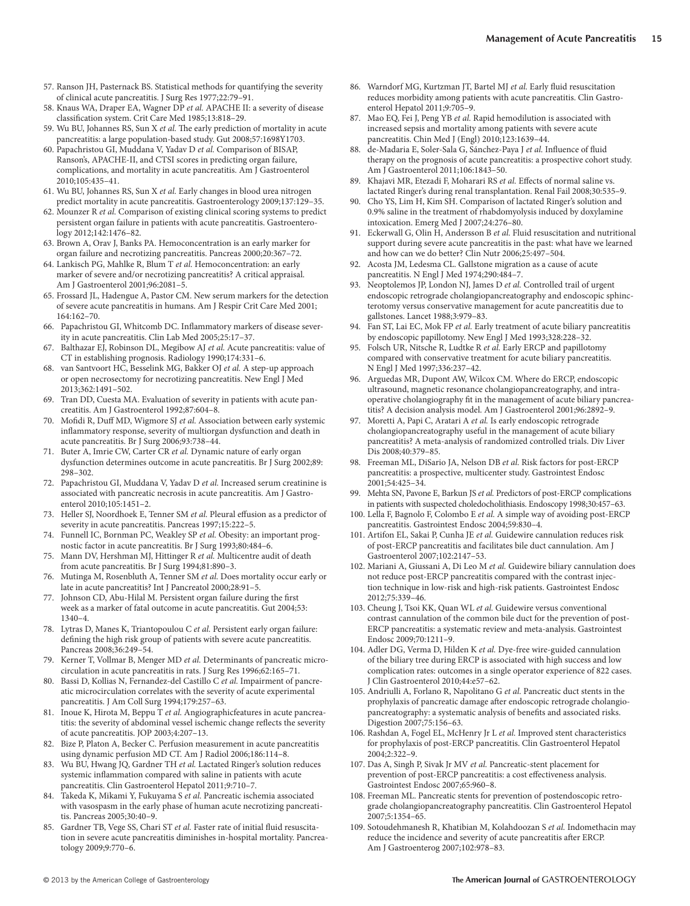57. Ranson JH, Pasternack BS. Statistical methods for quantifying the severity of clinical acute pancreatitis. J Surg Res 1977;22:79–91.
58. Knaus WA, Draper EA, Wagner DP *et al.* APACHE II: a severity of disease classification system. Crit Care Med 1985;13:818–29.
59. Wu BU, Johannes RS, Sun X *et al.* The early prediction of mortality in acute pancreatitis: a large population-based study. Gut 2008;57:1698Y1703.
60. Papachristou GI, Muddana V, Yadav D *et al.* Comparison of BISAP, Ranson's, APACHE-II, and CTSI scores in predicting organ failure, complications, and mortality in acute pancreatitis. Am J Gastroenterol 2010;105:435–41.
61. Wu BU, Johannes RS, Sun X *et al.* Early changes in blood urea nitrogen predict mortality in acute pancreatitis. Gastroenterology 2009;137:129–35.
62. Mounzer R *et al.* Comparison of existing clinical scoring systems to predict persistent organ failure in patients with acute pancreatitis. Gastroenterology 2012;142:1476–82.
63. Brown A, Orav J, Banks PA. Hemoconcentration is an early marker for organ failure and necrotizing pancreatitis. Pancreas 2000;20:367–72.
64. Lankisch PG, Mahlke R, Blum T *et al.* Hemoconcentration: an early marker of severe and/or necrotizing pancreatitis? A critical appraisal. Am J Gastroenterol 2001;96:2081–5.
65. Frossard JL, Hadengue A, Pastor CM. New serum markers for the detection of severe acute pancreatitis in humans. Am J Respir Crit Care Med 2001; 164:162–70.
66. Papachristou GI, Whitcomb DC. Inflammatory markers of disease severity in acute pancreatitis. Clin Lab Med 2005;25:17–37.
67. Balthazar EJ, Robinson DL, Megibow AJ *et al.* Acute pancreatitis: value of CT in establishing prognosis. Radiology 1990;174:331–6.
68. van Santvoort HC, Besselink MG, Bakker OJ *et al.* A step-up approach or open necrosectomy for necrotizing pancreatitis. New Engl J Med 2013;362:1491–502.
69. Tran DD, Cuesta MA. Evaluation of severity in patients with acute pancreatitis. Am J Gastroenterol 1992;87:604–8.
70. Mofidi R, Duff MD, Wigmore SJ *et al.* Association between early systemic inflammatory response, severity of multiorgan dysfunction and death in acute pancreatitis. Br J Surg 2006;93:738–44.
71. Buter A, Imrie CW, Carter CR *et al.* Dynamic nature of early organ dysfunction determines outcome in acute pancreatitis. Br J Surg 2002;89: 298–302.
72. Papachristou GI, Muddana V, Yadav D *et al.* Increased serum creatinine is associated with pancreatic necrosis in acute pancreatitis. Am J Gastroenterol 2010;105:1451–2.
73. Heller SJ, Noordhoek E, Tenner SM *et al.* Pleural effusion as a predictor of severity in acute pancreatitis. Pancreas 1997;15:222–5.
74. Funnell IC, Bornman PC, Weakley SP *et al.* Obesity: an important prognostic factor in acute pancreatitis. Br J Surg 1993;80:484–6.
75. Mann DV, Hershman MJ, Hittinger R *et al.* Multicentre audit of death from acute pancreatitis. Br J Surg 1994;81:890–3.
76. Mutinga M, Rosenbluth A, Tenner SM *et al.* Does mortality occur early or late in acute pancreatitis? Int J Pancreatol 2000;28:91–5.
77. Johnson CD, Abu-Hilal M. Persistent organ failure during the first week as a marker of fatal outcome in acute pancreatitis. Gut 2004;53: 1340–4.
78. Lytras D, Manes K, Triantopoulou C *et al.* Persistent early organ failure: defining the high risk group of patients with severe acute pancreatitis. Pancreas 2008;36:249–54.
79. Kerner T, Vollmar B, Menger MD *et al.* Determinants of pancreatic microcirculation in acute pancreatitis in rats. J Surg Res 1996;62:165–71.
80. Bassi D, Kollias N, Fernandez-del Castillo C *et al.* Impairment of pancreatic microcirculation correlates with the severity of acute experimental pancreatitis. J Am Coll Surg 1994;179:257–63.
81. Inoue K, Hirota M, Beppu T *et al.* Angiographicfeatures in acute pancreatitis: the severity of abdominal vessel ischemic change reflects the severity of acute pancreatitis. JOP 2003;4:207–13.
82. Bize P, Platon A, Becker C. Perfusion measurement in acute pancreatitis using dynamic perfusion MD CT. Am J Radiol 2006;186:114–8.
83. Wu BU, Hwang JQ, Gardner TH *et al.* Lactated Ringer's solution reduces systemic inflammation compared with saline in patients with acute pancreatitis. Clin Gastroenterol Hepatol 2011;9:710–7.
84. Takeda K, Mikami Y, Fukuyama S *et al.* Pancreatic ischemia associated with vasospasm in the early phase of human acute necrotizing pancreatitis. Pancreas 2005;30:40–9.
85. Gardner TB, Vege SS, Chari ST *et al.* Faster rate of initial fluid resuscitation in severe acute pancreatitis diminishes in-hospital mortality. Pancreatology 2009;9:770–6.
86. Warndorf MG, Kurtzman JT, Bartel MJ *et al.* Early fluid resuscitation reduces morbidity among patients with acute pancreatitis. Clin Gastroenterol Hepatol 2011;9:705–9.
87. Mao EQ, Fei J, Peng YB *et al.* Rapid hemodilution is associated with increased sepsis and mortality among patients with severe acute pancreatitis. Chin Med J (Engl) 2010;123:1639–44.
88. de-Madaria E, Soler-Sala G, Sánchez-Paya J *et al.* Influence of fluid therapy on the prognosis of acute pancreatitis: a prospective cohort study. Am J Gastroenterol 2011;106:1843–50.
89. Khajavi MR, Etezadi F, Moharari RS *et al.* Effects of normal saline vs. lactated Ringer's during renal transplantation. Renal Fail 2008;30:535–9.
90. Cho YS, Lim H, Kim SH. Comparison of lactated Ringer's solution and 0.9% saline in the treatment of rhabdomyolysis induced by doxylamine intoxication. Emerg Med J 2007;24:276–80.
91. Eckerwall G, Olin H, Andersson B *et al.* Fluid resuscitation and nutritional support during severe acute pancreatitis in the past: what have we learned and how can we do better? Clin Nutr 2006;25:497–504.
92. Acosta JM, Ledesma CL. Gallstone migration as a cause of acute pancreatitis. N Engl J Med 1974;290:484–7.
93. Neoptolemos JP, London NJ, James D *et al.* Controlled trail of urgent endoscopic retrograde cholangiopancreatography and endoscopic sphincterotomy versus conservative management for acute pancreatitis due to gallstones. Lancet 1988;3:979–83.
94. Fan ST, Lai EC, Mok FP *et al.* Early treatment of acute biliary pancreatitis by endoscopic papillotomy. New Engl J Med 1993;328:228–32.
95. Folsch UR, Nitsche R, Ludtke R *et al.* Early ERCP and papillotomy compared with conservative treatment for acute biliary pancreatitis. N Engl J Med 1997;336:237–42.
96. Arguedas MR, Dupont AW, Wilcox CM. Where do ERCP, endoscopic ultrasound, magnetic resonance cholangiopancreatography, and intraoperative cholangiography fit in the management of acute biliary pancreatitis? A decision analysis model. Am J Gastroenterol 2001;96:2892–9.
97. Moretti A, Papi C, Aratari A *et al.* Is early endoscopic retrograde cholangiopancreatography useful in the management of acute biliary pancreatitis? A meta-analysis of randomized controlled trials. Div Liver Dis 2008;40:379–85.
98. Freeman ML, DiSario JA, Nelson DB *et al.* Risk factors for post-ERCP pancreatitis: a prospective, multicenter study. Gastrointest Endosc 2001;54:425–34.
99. Mehta SN, Pavone E, Barkun JS *et al.* Predictors of post-ERCP complications in patients with suspected choledocholithiasis. Endoscopy 1998;30:457–63.
100. Lella F, Bagnolo F, Colombo E *et al.* A simple way of avoiding post-ERCP pancreatitis. Gastrointest Endosc 2004;59:830–4.
101. Artifon EL, Sakai P, Cunha JE *et al.* Guidewire cannulation reduces risk of post-ERCP pancreatitis and facilitates bile duct cannulation. Am J Gastroenterol 2007;102:2147–53.
102. Mariani A, Giussani A, Di Leo M *et al.* Guidewire biliary cannulation does not reduce post-ERCP pancreatitis compared with the contrast injection technique in low-risk and high-risk patients. Gastrointest Endosc 2012;75:339–46.
103. Cheung J, Tsoi KK, Quan WL *et al.* Guidewire versus conventional contrast cannulation of the common bile duct for the prevention of post-ERCP pancreatitis: a systematic review and meta-analysis. Gastrointest Endosc 2009;70:1211–9.
104. Adler DG, Verma D, Hilden K *et al.* Dye-free wire-guided cannulation of the biliary tree during ERCP is associated with high success and low complication rates: outcomes in a single operator experience of 822 cases. J Clin Gastroenterol 2010;44:e57–62.
105. Andriulli A, Forlano R, Napolitano G *et al.* Pancreatic duct stents in the prophylaxis of pancreatic damage after endoscopic retrograde cholangiopancreatography: a systematic analysis of benefits and associated risks. Digestion 2007;75:156–63.
106. Rashdan A, Fogel EL, McHenry Jr L *et al.* Improved stent characteristics for prophylaxis of post-ERCP pancreatitis. Clin Gastroenterol Hepatol 2004;2:322–9.
107. Das A, Singh P, Sivak Jr MV *et al.* Pancreatic-stent placement for prevention of post-ERCP pancreatitis: a cost effectiveness analysis. Gastrointest Endosc 2007;65:960–8.
108. Freeman ML. Pancreatic stents for prevention of postendoscopic retrograde cholangiopancreatography pancreatitis. Clin Gastroenterol Hepatol 2007;5:1354–65.
109. Sotoudehmanesh R, Khatibian M, Kolahdoozan S *et al.* Indomethacin may reduce the incidence and severity of acute pancreatitis after ERCP. Am J Gastroenterog 2007;102:978–83.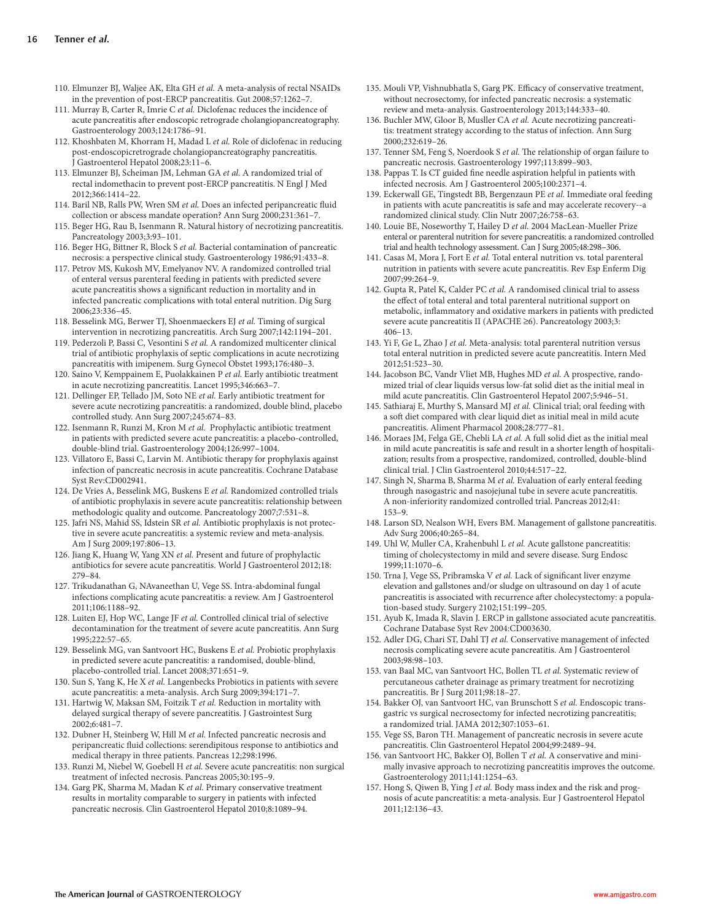110. Elmunzer BJ, Waljee AK, Elta GH *et al.* A meta-analysis of rectal NSAIDs in the prevention of post-ERCP pancreatitis. Gut 2008;57:1262–7.
111. Murray B, Carter R, Imrie C *et al.* Diclofenac reduces the incidence of acute pancreatitis after endoscopic retrograde cholangiopancreatography. Gastroenterology 2003;124:1786–91.
112. Khoshbaten M, Khorram H, Madad L *et al.* Role of diclofenac in reducing post-endoscopicretrograde cholangiopancreatography pancreatitis. J Gastroenterol Hepatol 2008;23:11–6.
113. Elmunzer BJ, Scheiman JM, Lehman GA *et al.* A randomized trial of rectal indomethacin to prevent post-ERCP pancreatitis. N Engl J Med 2012;366:1414–22.
114. Baril NB, Ralls PW, Wren SM *et al.* Does an infected peripancreatic fluid collection or abscess mandate operation? Ann Surg 2000;231:361–7.
115. Beger HG, Rau B, Isenmann R. Natural history of necrotizing pancreatitis. Pancreatology 2003;3:93–101.
116. Beger HG, Bittner R, Block S *et al.* Bacterial contamination of pancreatic necrosis: a perspective clinical study. Gastroenterology 1986;91:433–8.
117. Petrov MS, Kukosh MV, Emelyanov NV. A randomized controlled trial of enteral versus parenteral feeding in patients with predicted severe acute pancreatitis shows a significant reduction in mortality and in infected pancreatic complications with total enteral nutrition. Dig Surg 2006;23:336–45.
118. Besselink MG, Berwer TJ, Shoenmaeckers EJ *et al.* Timing of surgical intervention in necrotizing pancreatitis. Arch Surg 2007;142:1194–201.
119. Pederzoli P, Bassi C, Vesontini S *et al.* A randomized multicenter clinical trial of antibiotic prophylaxis of septic complications in acute necrotizing pancreatitis with imipenem. Surg Gynecol Obstet 1993;176:480–3.
120. Saino V, Kemppainem E, Puolakkainen P *et al.* Early antibiotic treatment in acute necrotizing pancreatitis. Lancet 1995;346:663–7.
121. Dellinger EP, Tellado JM, Soto NE *et al.* Early antibiotic treatment for severe acute necrotizing pancreatitis: a randomized, double blind, placebo controlled study. Ann Surg 2007;245:674–83.
122. Isenmann R, Runzi M, Kron M *et al.* Prophylactic antibiotic treatment in patients with predicted severe acute pancreatitis: a placebo-controlled, double-blind trial. Gastroenterology 2004;126:997–1004.
123. Villatoro E, Bassi C, Larvin M. Antibiotic therapy for prophylaxis against infection of pancreatic necrosis in acute pancreatitis. Cochrane Database Syst Rev:CD002941.
124. De Vries A, Besselink MG, Buskens E *et al.* Randomized controlled trials of antibiotic prophylaxis in severe acute pancreatitis: relationship between methodologic quality and outcome. Pancreatology 2007;7:531–8.
125. Jafri NS, Mahid SS, Idstein SR *et al.* Antibiotic prophylaxis is not protective in severe acute pancreatitis: a systemic review and meta-analysis. Am J Surg 2009;197:806–13.
126. Jiang K, Huang W, Yang XN *et al.* Present and future of prophylactic antibiotics for severe acute pancreatitis. World J Gastroenterol 2012;18: 279–84.
127. Trikudanathan G, NAvaneethan U, Vege SS. Intra-abdominal fungal infections complicating acute pancreatitis: a review. Am J Gastroenterol 2011;106:1188–92.
128. Luiten EJ, Hop WC, Lange JF *et al.* Controlled clinical trial of selective decontamination for the treatment of severe acute pancreatitis. Ann Surg 1995;222:57–65.
129. Besselink MG, van Santvoort HC, Buskens E *et al.* Probiotic prophylaxis in predicted severe acute pancreatitis: a randomised, double-blind, placebo-controlled trial. Lancet 2008;371:651–9.
130. Sun S, Yang K, He X *et al.* Langenbecks Probiotics in patients with severe acute pancreatitis: a meta-analysis. Arch Surg 2009;394:171–7.
131. Hartwig W, Maksan SM, Foitzik T *et al.* Reduction in mortality with delayed surgical therapy of severe pancreatitis. J Gastrointest Surg 2002;6:481–7.
132. Dubner H, Steinberg W, Hill M *et al.* Infected pancreatic necrosis and peripancreatic fluid collections: serendipitous response to antibiotics and medical therapy in three patients. Pancreas 12;298:1996.
133. Runzi M, Niebel W, Goebell H *et al.* Severe acute pancreatitis: non surgical treatment of infected necrosis. Pancreas 2005;30:195–9.
134. Garg PK, Sharma M, Madan K *et al.* Primary conservative treatment results in mortality comparable to surgery in patients with infected pancreatic necrosis. Clin Gastroenterol Hepatol 2010;8:1089–94.
135. Mouli VP, Vishnubhatla S, Garg PK. Efficacy of conservative treatment, without necrosectomy, for infected pancreatic necrosis: a systematic review and meta-analysis. Gastroenterology 2013;144:333–40.
136. Buchler MW, Gloor B, Musller CA *et al.* Acute necrotizing pancreatitis: treatment strategy according to the status of infection. Ann Surg 2000;232:619–26.
137. Tenner SM, Feng S, Noerdook S *et al.* The relationship of organ failure to pancreatic necrosis. Gastroenterology 1997;113:899–903.
138. Pappas T. Is CT guided fine needle aspiration helpful in patients with infected necrosis. Am J Gastroenterol 2005;100:2371–4.
139. Eckerwall GE, Tingstedt BB, Bergenzaun PE *et al.* Immediate oral feeding in patients with acute pancreatitis is safe and may accelerate recovery--a randomized clinical study. Clin Nutr 2007;26:758–63.
140. Louie BE, Noseworthy T, Hailey D *et al.* 2004 MacLean-Mueller Prize enteral or parenteral nutrition for severe pancreatitis: a randomized controlled trial and health technology assessment. Can J Surg 2005;48:298–306.
141. Casas M, Mora J, Fort E *et al.* Total enteral nutrition vs. total parenteral nutrition in patients with severe acute pancreatitis. Rev Esp Enferm Dig 2007;99:264–9.
142. Gupta R, Patel K, Calder PC *et al.* A randomised clinical trial to assess the effect of total enteral and total parenteral nutritional support on metabolic, inflammatory and oxidative markers in patients with predicted severe acute pancreatitis II (APACHE ≥6). Pancreatology 2003;3: 406–13.
143. Yi F, Ge L, Zhao J *et al.* Meta-analysis: total parenteral nutrition versus total enteral nutrition in predicted severe acute pancreatitis. Intern Med 2012;51:523–30.
144. Jacobson BC, Vandr Vliet MB, Hughes MD *et al.* A prospective, randomized trial of clear liquids versus low-fat solid diet as the initial meal in mild acute pancreatitis. Clin Gastroenterol Hepatol 2007;5:946–51.
145. Sathiaraj E, Murthy S, Mansard MJ *et al.* Clinical trial; oral feeding with a soft diet compared with clear liquid diet as initial meal in mild acute pancreatitis. Aliment Pharmacol 2008;28:777–81.
146. Moraes JM, Felga GE, Chebli LA *et al.* A full solid diet as the initial meal in mild acute pancreatitis is safe and result in a shorter length of hospitalization; results from a prospective, randomized, controlled, double-blind clinical trial. J Clin Gastroenterol 2010;44:517–22.
147. Singh N, Sharma B, Sharma M *et al.* Evaluation of early enteral feeding through nasogastric and nasojejunal tube in severe acute pancreatitis. A non-inferiority randomized controlled trial. Pancreas 2012;41: 153–9.
148. Larson SD, Nealson WH, Evers BM. Management of gallstone pancreatitis. Adv Surg 2006;40:265–84.
149. Uhl W, Muller CA, Krahenbuhl L *et al.* Acute gallstone pancreatitis: timing of cholecystectomy in mild and severe disease. Surg Endosc 1999;11:1070–6.
150. Trna J, Vege SS, Pribramska V *et al.* Lack of significant liver enzyme elevation and gallstones and/or sludge on ultrasound on day 1 of acute pancreatitis is associated with recurrence after cholecystectomy: a population-based study. Surgery 2102;151:199–205.
151. Ayub K, Imada R, Slavin J. ERCP in gallstone associated acute pancreatitis. Cochrane Database Syst Rev 2004:CD003630.
152. Adler DG, Chari ST, Dahl TJ *et al.* Conservative management of infected necrosis complicating severe acute pancreatitis. Am J Gastroenterol 2003;98:98–103.
153. van Baal MC, van Santvoort HC, Bollen TL *et al.* Systematic review of percutaneous catheter drainage as primary treatment for necrotizing pancreatitis. Br J Surg 2011;98:18–27.
154. Bakker OJ, van Santvoort HC, van Brunschott S *et al.* Endoscopic transgastric vs surgical necrosectomy for infected necrotizing pancreatitis; a randomized trial. JAMA 2012;307:1053–61.
155. Vege SS, Baron TH. Management of pancreatic necrosis in severe acute pancreatitis. Clin Gastroenterol Hepatol 2004;99:2489–94.
156. van Santvoort HC, Bakker OJ, Bollen T *et al.* A conservative and minimally invasive approach to necrotizing pancreatitis improves the outcome. Gastroenterology 2011;141:1254–63.
157. Hong S, Qiwen B, Ying J *et al.* Body mass index and the risk and prognosis of acute pancreatitis: a meta-analysis. Eur J Gastroenterol Hepatol 2011;12:136–43.